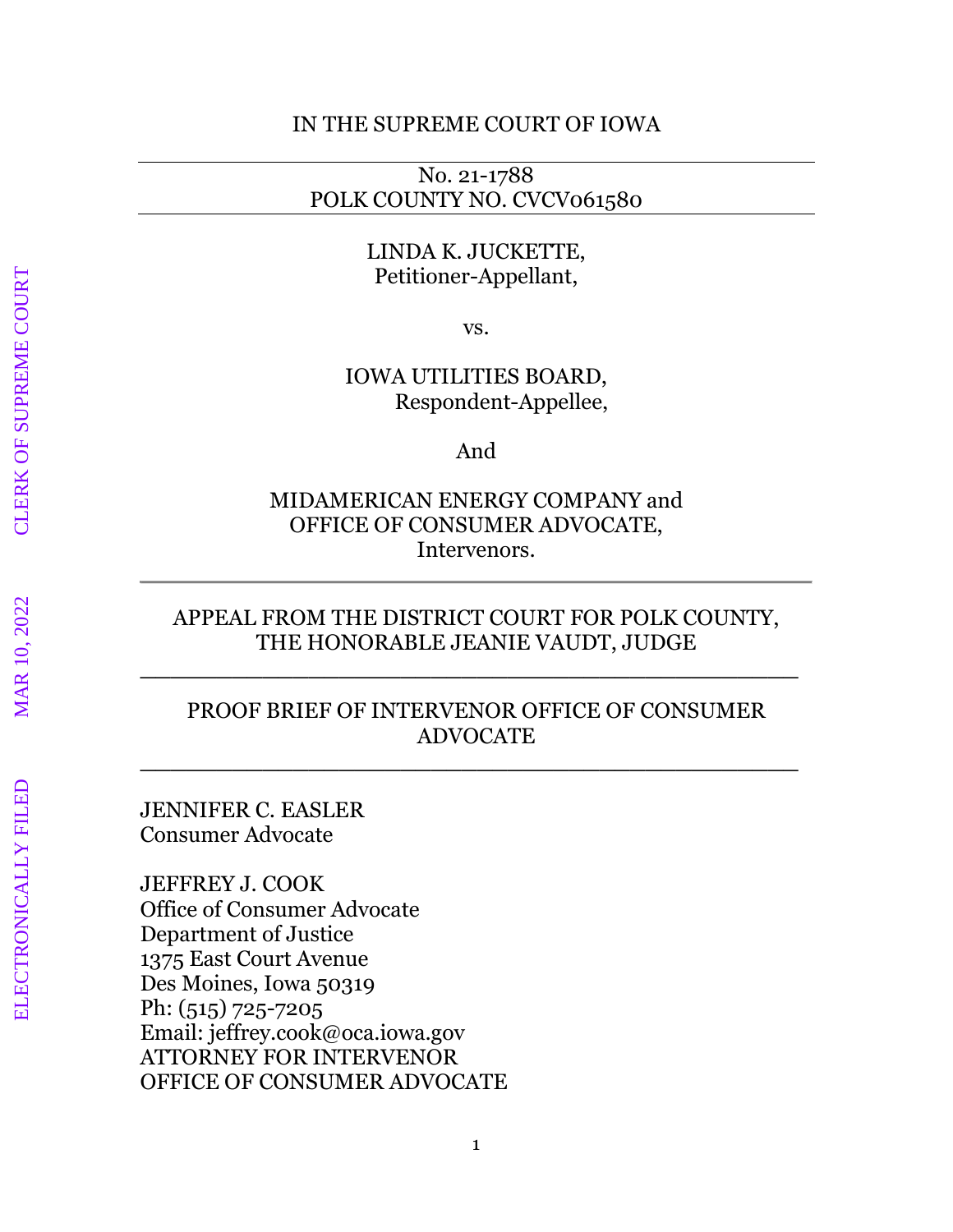IN THE SUPREME COURT OF IOWA

---

No. 21-1788
POLK COUNTY NO. CVCV061580

---

LINDA K. JUCKETTE,
Petitioner-Appellant,

vs.

IOWA UTILITIES BOARD,
Respondent-Appellee,

And

MIDAMERICAN ENERGY COMPANY and
OFFICE OF CONSUMER ADVOCATE,
Intervenors.

---

APPEAL FROM THE DISTRICT COURT FOR POLK COUNTY,
THE HONORABLE JEANIE VAUDT, JUDGE

---

PROOF BRIEF OF INTERVENOR OFFICE OF CONSUMER ADVOCATE

---

JENNIFER C. EASLER
Consumer Advocate

JEFFREY J. COOK
Office of Consumer Advocate
Department of Justice
1375 East Court Avenue
Des Moines, Iowa 50319
Ph: (515) 725-7205
Email: jeffrey.cook@oca.iowa.gov
ATTORNEY FOR INTERVENOR
OFFICE OF CONSUMER ADVOCATE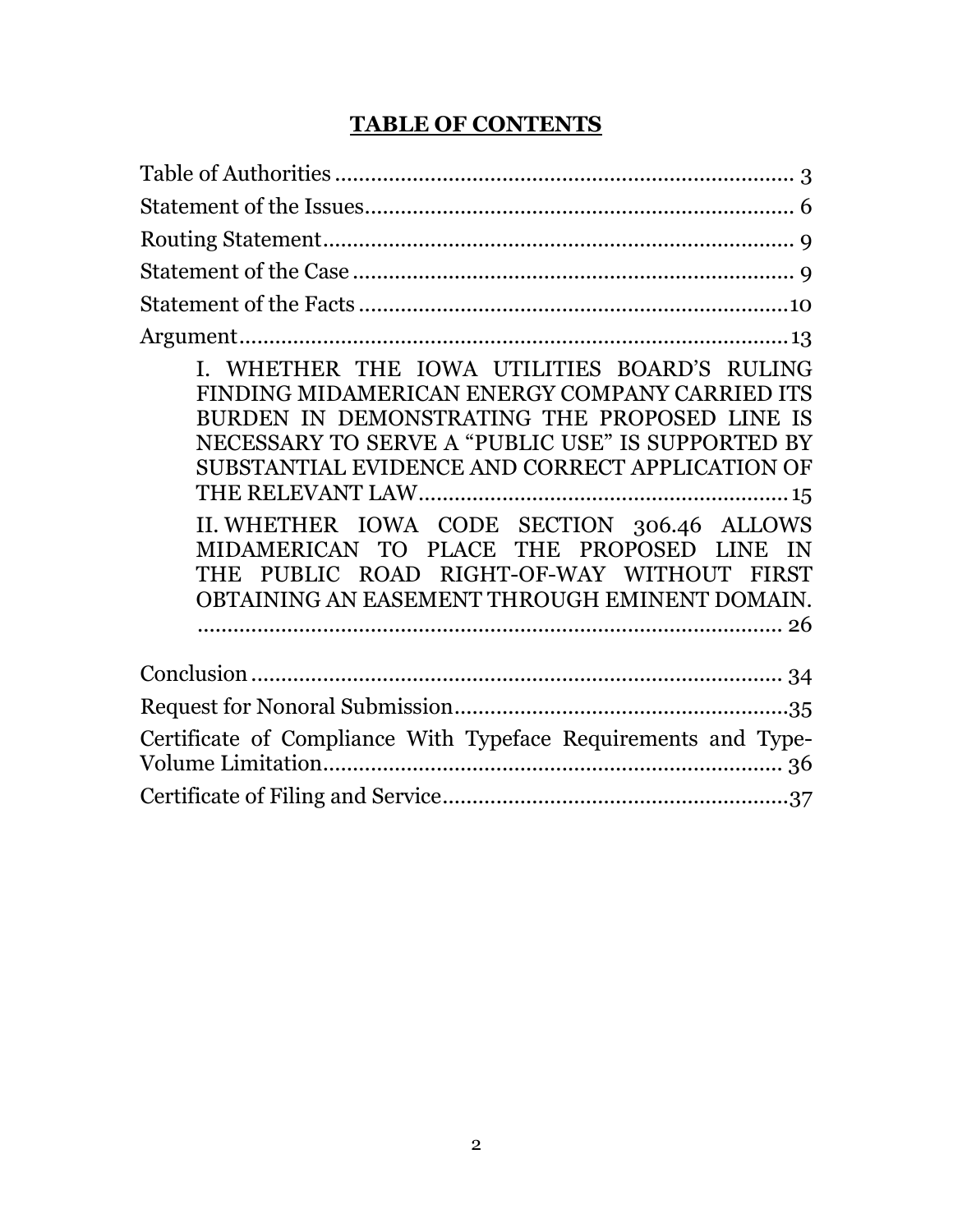# TABLE OF CONTENTS

Table of Authorities ........................................................................ 3

Statement of the Issues..................................................................... 6

Routing Statement............................................................................ 9

Statement of the Case ...................................................................... 9

Statement of the Facts .....................................................................10

Argument.........................................................................................13

I. WHETHER THE IOWA UTILITIES BOARD'S RULING FINDING MIDAMERICAN ENERGY COMPANY CARRIED ITS BURDEN IN DEMONSTRATING THE PROPOSED LINE IS NECESSARY TO SERVE A "PUBLIC USE" IS SUPPORTED BY SUBSTANTIAL EVIDENCE AND CORRECT APPLICATION OF THE RELEVANT LAW.......................................................... 15

II. WHETHER IOWA CODE SECTION 306.46 ALLOWS MIDAMERICAN TO PLACE THE PROPOSED LINE IN THE PUBLIC ROAD RIGHT-OF-WAY WITHOUT FIRST OBTAINING AN EASEMENT THROUGH EMINENT DOMAIN. ............................................................................................ 26

Conclusion ....................................................................................... 34

Request for Nonoral Submission......................................................35

Certificate of Compliance With Typeface Requirements and Type-Volume Limitation.......................................................................... 36

Certificate of Filing and Service........................................................37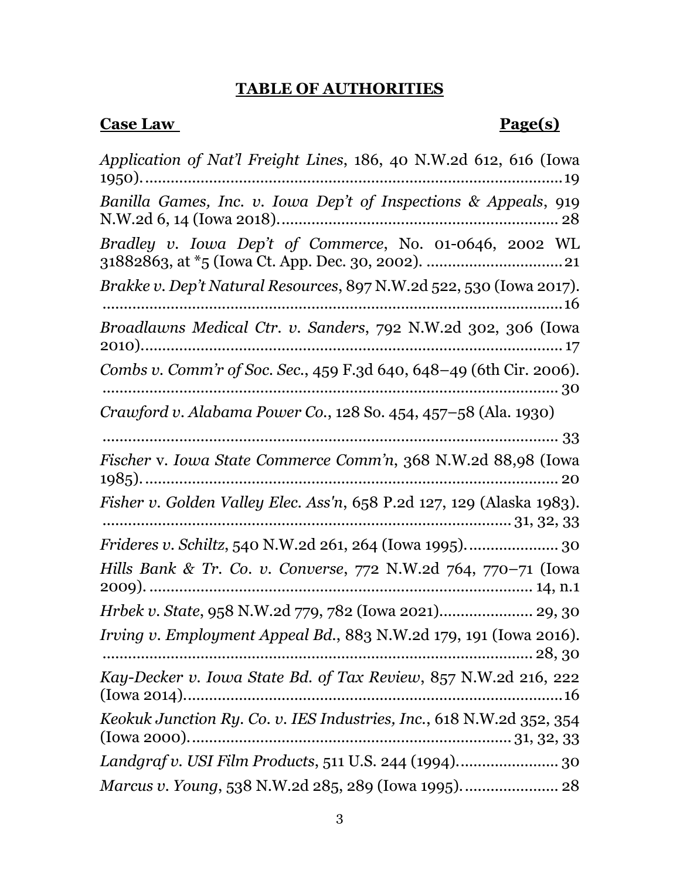## TABLE OF AUTHORITIES

| **Case Law** | **Page(s)** |
|---|---|
| *Application of Nat'l Freight Lines*, 186, 40 N.W.2d 612, 616 (Iowa 1950). | 19 |
| *Banilla Games, Inc. v. Iowa Dep't of Inspections & Appeals*, 919 N.W.2d 6, 14 (Iowa 2018). | 28 |
| *Bradley v. Iowa Dep't of Commerce*, No. 01-0646, 2002 WL 31882863, at *5 (Iowa Ct. App. Dec. 30, 2002). | 21 |
| *Brakke v. Dep't Natural Resources*, 897 N.W.2d 522, 530 (Iowa 2017). | 16 |
| *Broadlawns Medical Ctr. v. Sanders*, 792 N.W.2d 302, 306 (Iowa 2010). | 17 |
| *Combs v. Comm'r of Soc. Sec.*, 459 F.3d 640, 648–49 (6th Cir. 2006). | 30 |
| *Crawford v. Alabama Power Co.*, 128 So. 454, 457–58 (Ala. 1930) | 33 |
| *Fischer* v. *Iowa State Commerce Comm'n*, 368 N.W.2d 88,98 (Iowa 1985). | 20 |
| *Fisher v. Golden Valley Elec. Ass'n*, 658 P.2d 127, 129 (Alaska 1983). | 31, 32, 33 |
| *Frideres v. Schiltz*, 540 N.W.2d 261, 264 (Iowa 1995). | 30 |
| *Hills Bank & Tr. Co. v. Converse*, 772 N.W.2d 764, 770–71 (Iowa 2009). | 14, n.1 |
| *Hrbek v. State*, 958 N.W.2d 779, 782 (Iowa 2021) | 29, 30 |
| *Irving v. Employment Appeal Bd.*, 883 N.W.2d 179, 191 (Iowa 2016). | 28, 30 |
| *Kay-Decker v. Iowa State Bd. of Tax Review*, 857 N.W.2d 216, 222 (Iowa 2014). | 16 |
| *Keokuk Junction Ry. Co. v. IES Industries, Inc.*, 618 N.W.2d 352, 354 (Iowa 2000). | 31, 32, 33 |
| *Landgraf v. USI Film Products*, 511 U.S. 244 (1994). | 30 |
| *Marcus v. Young*, 538 N.W.2d 285, 289 (Iowa 1995). | 28 |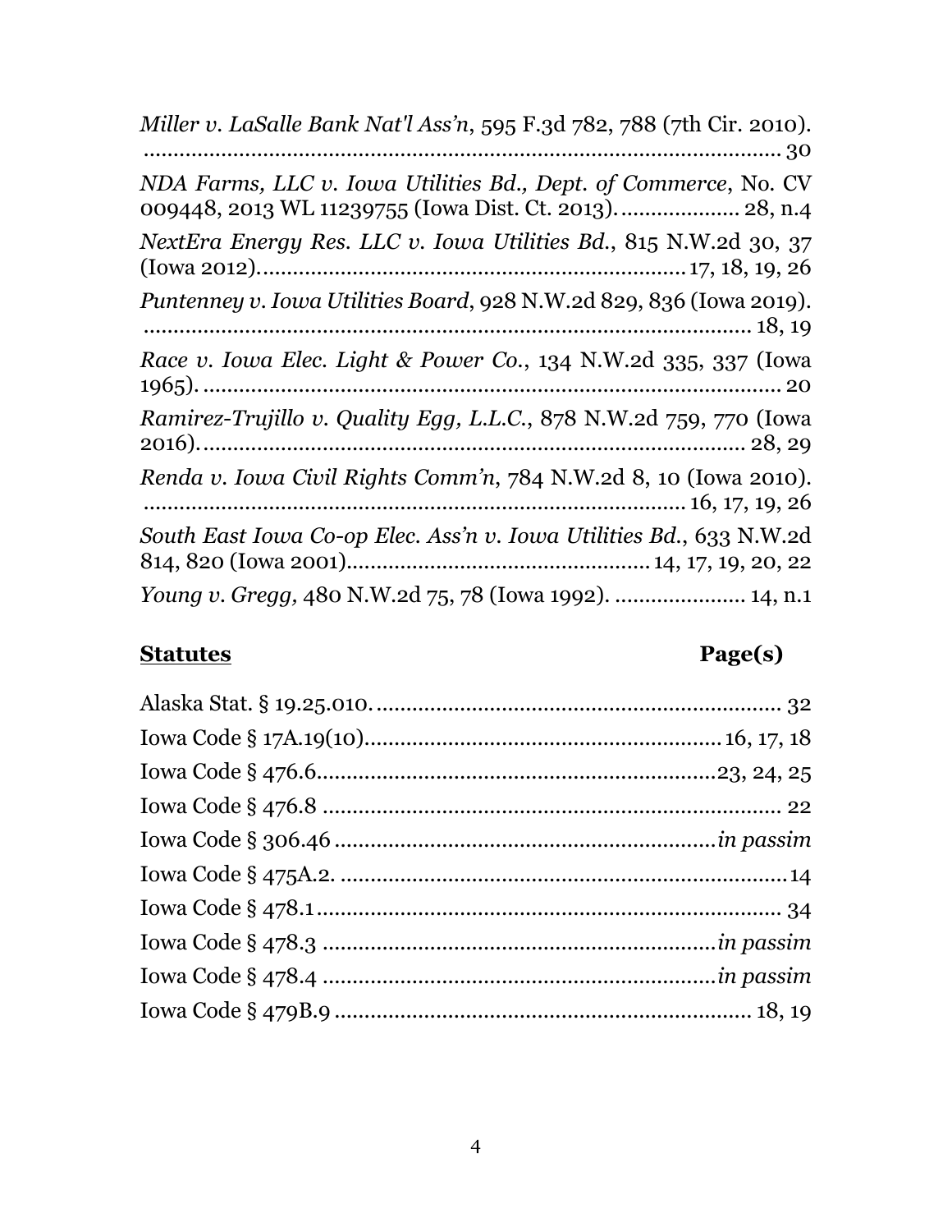*Miller v. LaSalle Bank Nat'l Ass'n*, 595 F.3d 782, 788 (7th Cir. 2010). ........................................................................................................ 30

*NDA Farms, LLC v. Iowa Utilities Bd., Dept. of Commerce*, No. CV 009448, 2013 WL 11239755 (Iowa Dist. Ct. 2013). .................... 28, n.4

*NextEra Energy Res. LLC v. Iowa Utilities Bd.*, 815 N.W.2d 30, 37 (Iowa 2012)...................................................................... 17, 18, 19, 26

*Puntenney v. Iowa Utilities Board*, 928 N.W.2d 829, 836 (Iowa 2019). ........................................................................................................ 18, 19

*Race v. Iowa Elec. Light & Power Co.*, 134 N.W.2d 335, 337 (Iowa 1965). ................................................................................................ 20

*Ramirez-Trujillo v. Quality Egg, L.L.C.*, 878 N.W.2d 759, 770 (Iowa 2016). ........................................................................................ 28, 29

*Renda v. Iowa Civil Rights Comm'n*, 784 N.W.2d 8, 10 (Iowa 2010). ........................................................................................ 16, 17, 19, 26

*South East Iowa Co-op Elec. Ass'n v. Iowa Utilities Bd.*, 633 N.W.2d 814, 820 (Iowa 2001)................................................... 14, 17, 19, 20, 22

*Young v. Gregg,* 480 N.W.2d 75, 78 (Iowa 1992). ..................... 14, n.1

**<u>Statutes</u>** **Page(s)**

Alaska Stat. § 19.25.010. ................................................................... 32

Iowa Code § 17A.19(10)........................................................... 16, 17, 18

Iowa Code § 476.6.................................................................. 23, 24, 25

Iowa Code § 476.8 ............................................................................ 22

Iowa Code § 306.46 .............................................................. *in passim*

Iowa Code § 475A.2. ..........................................................................14

Iowa Code § 478.1 .............................................................................. 34

Iowa Code § 478.3 ............................................................... *in passim*

Iowa Code § 478.4 ................................................................ *in passim*

Iowa Code § 479B.9 ...................................................................... 18, 19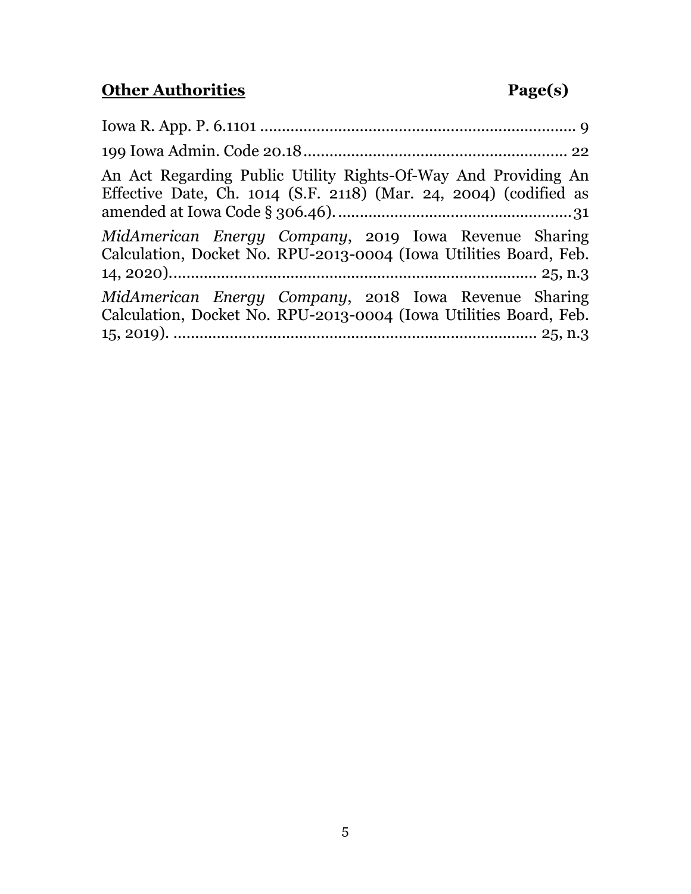**Other Authorities** **Page(s)**

Iowa R. App. P. 6.1101 ........................................................................ 9

199 Iowa Admin. Code 20.18 ............................................................ 22

An Act Regarding Public Utility Rights-Of-Way And Providing An Effective Date, Ch. 1014 (S.F. 2118) (Mar. 24, 2004) (codified as amended at Iowa Code § 306.46). ...................................................... 31

*MidAmerican Energy Company*, 2019 Iowa Revenue Sharing Calculation, Docket No. RPU-2013-0004 (Iowa Utilities Board, Feb. 14, 2020). ................................................................................. 25, n.3

*MidAmerican Energy Company*, 2018 Iowa Revenue Sharing Calculation, Docket No. RPU-2013-0004 (Iowa Utilities Board, Feb. 15, 2019). ................................................................................. 25, n.3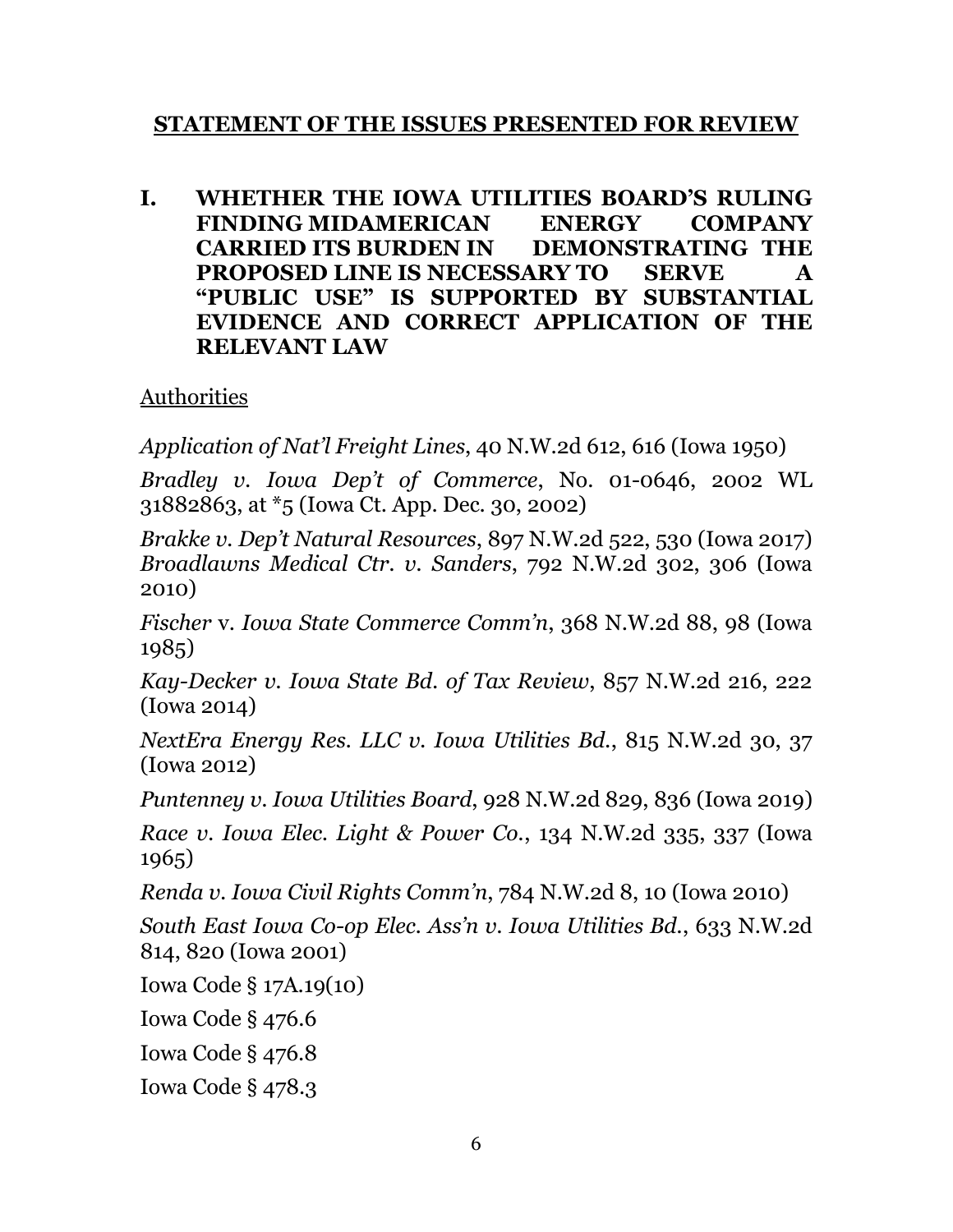## STATEMENT OF THE ISSUES PRESENTED FOR REVIEW

### I. WHETHER THE IOWA UTILITIES BOARD'S RULING FINDING MIDAMERICAN ENERGY COMPANY CARRIED ITS BURDEN IN DEMONSTRATING THE PROPOSED LINE IS NECESSARY TO SERVE A "PUBLIC USE" IS SUPPORTED BY SUBSTANTIAL EVIDENCE AND CORRECT APPLICATION OF THE RELEVANT LAW

Authorities

*Application of Nat'l Freight Lines*, 40 N.W.2d 612, 616 (Iowa 1950)

*Bradley v. Iowa Dep't of Commerce*, No. 01-0646, 2002 WL 31882863, at *5 (Iowa Ct. App. Dec. 30, 2002)

*Brakke v. Dep't Natural Resources*, 897 N.W.2d 522, 530 (Iowa 2017)

*Broadlawns Medical Ctr. v. Sanders*, 792 N.W.2d 302, 306 (Iowa 2010)

*Fischer* v. *Iowa State Commerce Comm'n*, 368 N.W.2d 88, 98 (Iowa 1985)

*Kay-Decker v. Iowa State Bd. of Tax Review*, 857 N.W.2d 216, 222 (Iowa 2014)

*NextEra Energy Res. LLC v. Iowa Utilities Bd.*, 815 N.W.2d 30, 37 (Iowa 2012)

*Puntenney v. Iowa Utilities Board*, 928 N.W.2d 829, 836 (Iowa 2019)

*Race v. Iowa Elec. Light & Power Co.*, 134 N.W.2d 335, 337 (Iowa 1965)

*Renda v. Iowa Civil Rights Comm'n*, 784 N.W.2d 8, 10 (Iowa 2010)

*South East Iowa Co-op Elec. Ass'n v. Iowa Utilities Bd.*, 633 N.W.2d 814, 820 (Iowa 2001)

Iowa Code § 17A.19(10)

Iowa Code § 476.6

Iowa Code § 476.8

Iowa Code § 478.3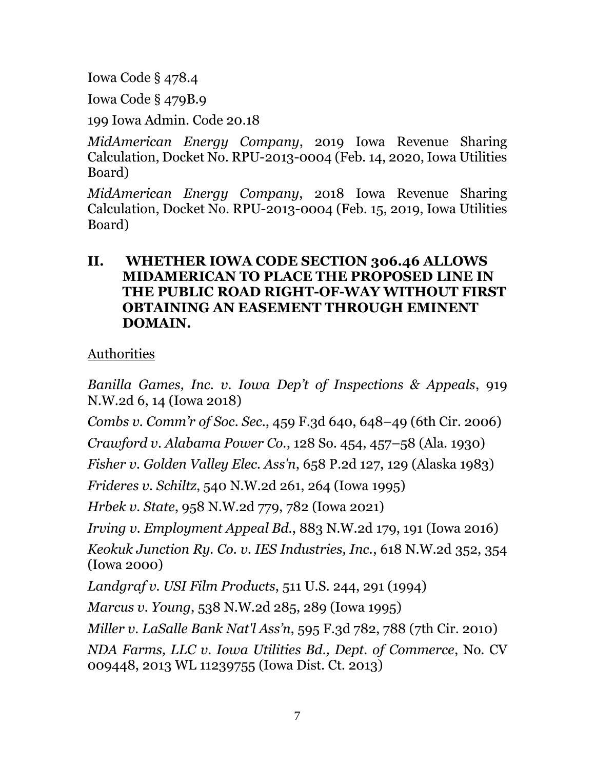Iowa Code § 478.4

Iowa Code § 479B.9

199 Iowa Admin. Code 20.18

*MidAmerican Energy Company*, 2019 Iowa Revenue Sharing Calculation, Docket No. RPU-2013-0004 (Feb. 14, 2020, Iowa Utilities Board)

*MidAmerican Energy Company*, 2018 Iowa Revenue Sharing Calculation, Docket No. RPU-2013-0004 (Feb. 15, 2019, Iowa Utilities Board)

## II. WHETHER IOWA CODE SECTION 306.46 ALLOWS MIDAMERICAN TO PLACE THE PROPOSED LINE IN THE PUBLIC ROAD RIGHT-OF-WAY WITHOUT FIRST OBTAINING AN EASEMENT THROUGH EMINENT DOMAIN.

Authorities

*Banilla Games, Inc. v. Iowa Dep't of Inspections & Appeals*, 919 N.W.2d 6, 14 (Iowa 2018)

*Combs v. Comm'r of Soc. Sec.*, 459 F.3d 640, 648–49 (6th Cir. 2006)

*Crawford v. Alabama Power Co.*, 128 So. 454, 457–58 (Ala. 1930)

*Fisher v. Golden Valley Elec. Ass'n*, 658 P.2d 127, 129 (Alaska 1983)

*Frideres v. Schiltz*, 540 N.W.2d 261, 264 (Iowa 1995)

*Hrbek v. State*, 958 N.W.2d 779, 782 (Iowa 2021)

*Irving v. Employment Appeal Bd.*, 883 N.W.2d 179, 191 (Iowa 2016)

*Keokuk Junction Ry. Co. v. IES Industries, Inc.*, 618 N.W.2d 352, 354 (Iowa 2000)

*Landgraf v. USI Film Products*, 511 U.S. 244, 291 (1994)

*Marcus v. Young*, 538 N.W.2d 285, 289 (Iowa 1995)

*Miller v. LaSalle Bank Nat'l Ass'n*, 595 F.3d 782, 788 (7th Cir. 2010)

*NDA Farms, LLC v. Iowa Utilities Bd., Dept. of Commerce*, No. CV 009448, 2013 WL 11239755 (Iowa Dist. Ct. 2013)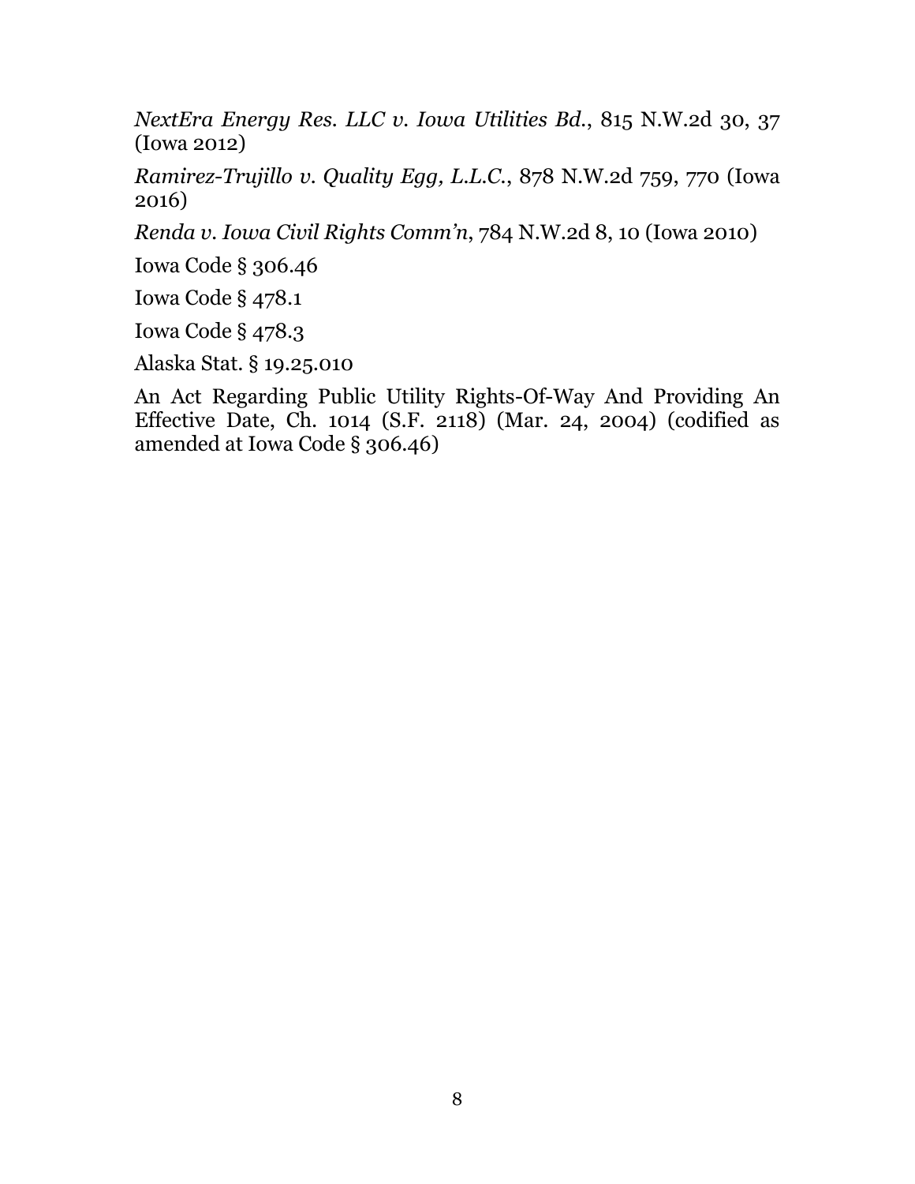*NextEra Energy Res. LLC v. Iowa Utilities Bd.*, 815 N.W.2d 30, 37 (Iowa 2012)

*Ramirez-Trujillo v. Quality Egg, L.L.C.*, 878 N.W.2d 759, 770 (Iowa 2016)

*Renda v. Iowa Civil Rights Comm'n*, 784 N.W.2d 8, 10 (Iowa 2010)

Iowa Code § 306.46

Iowa Code § 478.1

Iowa Code § 478.3

Alaska Stat. § 19.25.010

An Act Regarding Public Utility Rights-Of-Way And Providing An Effective Date, Ch. 1014 (S.F. 2118) (Mar. 24, 2004) (codified as amended at Iowa Code § 306.46)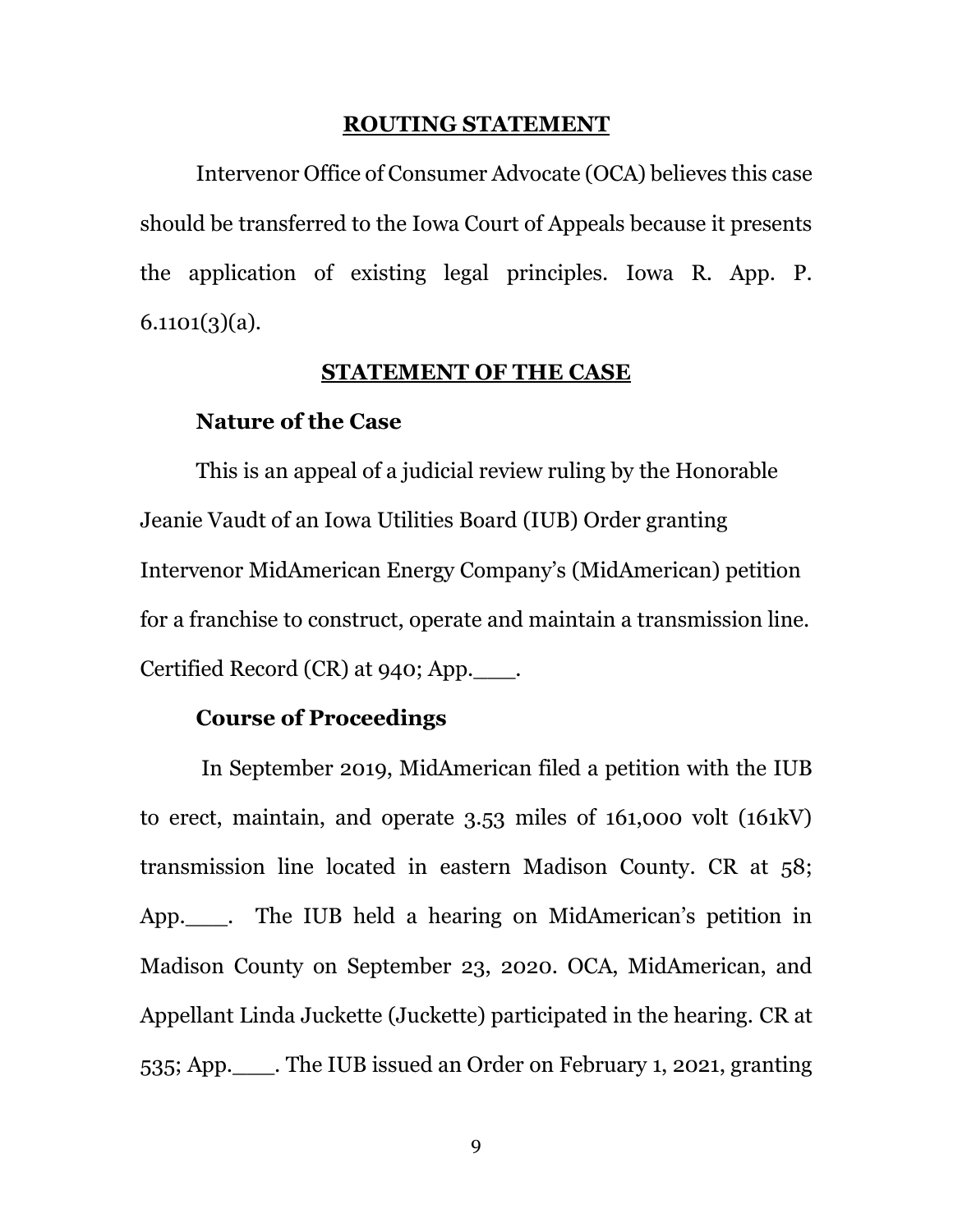## ROUTING STATEMENT

Intervenor Office of Consumer Advocate (OCA) believes this case should be transferred to the Iowa Court of Appeals because it presents the application of existing legal principles. Iowa R. App. P. 6.1101(3)(a).

## STATEMENT OF THE CASE

### Nature of the Case

This is an appeal of a judicial review ruling by the Honorable Jeanie Vaudt of an Iowa Utilities Board (IUB) Order granting Intervenor MidAmerican Energy Company's (MidAmerican) petition for a franchise to construct, operate and maintain a transmission line. Certified Record (CR) at 940; App.___.

### Course of Proceedings

In September 2019, MidAmerican filed a petition with the IUB to erect, maintain, and operate 3.53 miles of 161,000 volt (161kV) transmission line located in eastern Madison County. CR at 58; App.___. The IUB held a hearing on MidAmerican's petition in Madison County on September 23, 2020. OCA, MidAmerican, and Appellant Linda Juckette (Juckette) participated in the hearing. CR at 535; App.___. The IUB issued an Order on February 1, 2021, granting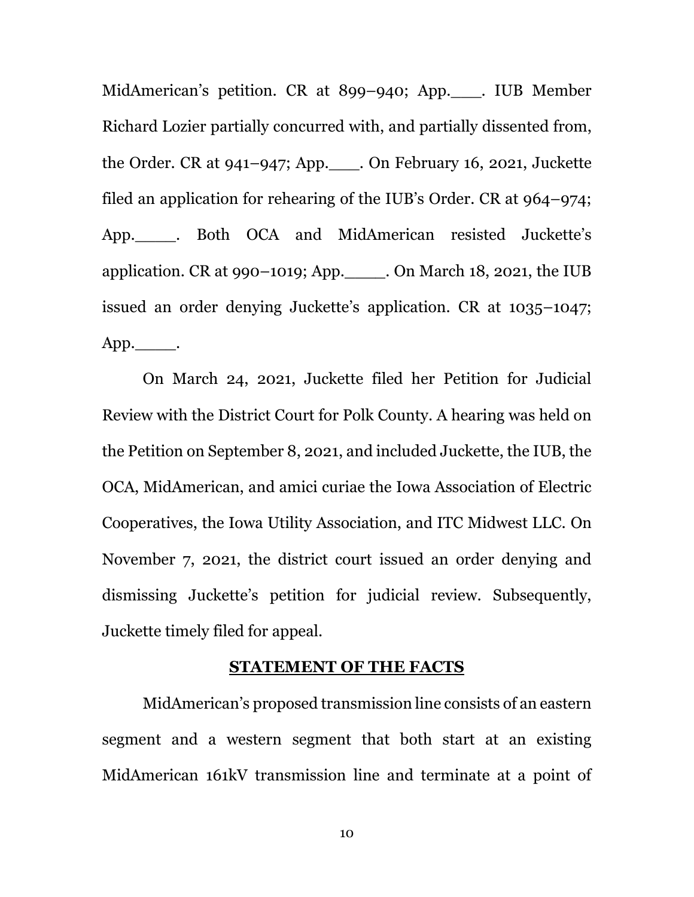MidAmerican's petition. CR at 899–940; App.___. IUB Member Richard Lozier partially concurred with, and partially dissented from, the Order. CR at 941–947; App.___. On February 16, 2021, Juckette filed an application for rehearing of the IUB's Order. CR at 964–974; App.____. Both OCA and MidAmerican resisted Juckette's application. CR at 990–1019; App.____. On March 18, 2021, the IUB issued an order denying Juckette's application. CR at 1035–1047; App.____.

On March 24, 2021, Juckette filed her Petition for Judicial Review with the District Court for Polk County. A hearing was held on the Petition on September 8, 2021, and included Juckette, the IUB, the OCA, MidAmerican, and amici curiae the Iowa Association of Electric Cooperatives, the Iowa Utility Association, and ITC Midwest LLC. On November 7, 2021, the district court issued an order denying and dismissing Juckette's petition for judicial review. Subsequently, Juckette timely filed for appeal.

## STATEMENT OF THE FACTS

MidAmerican's proposed transmission line consists of an eastern segment and a western segment that both start at an existing MidAmerican 161kV transmission line and terminate at a point of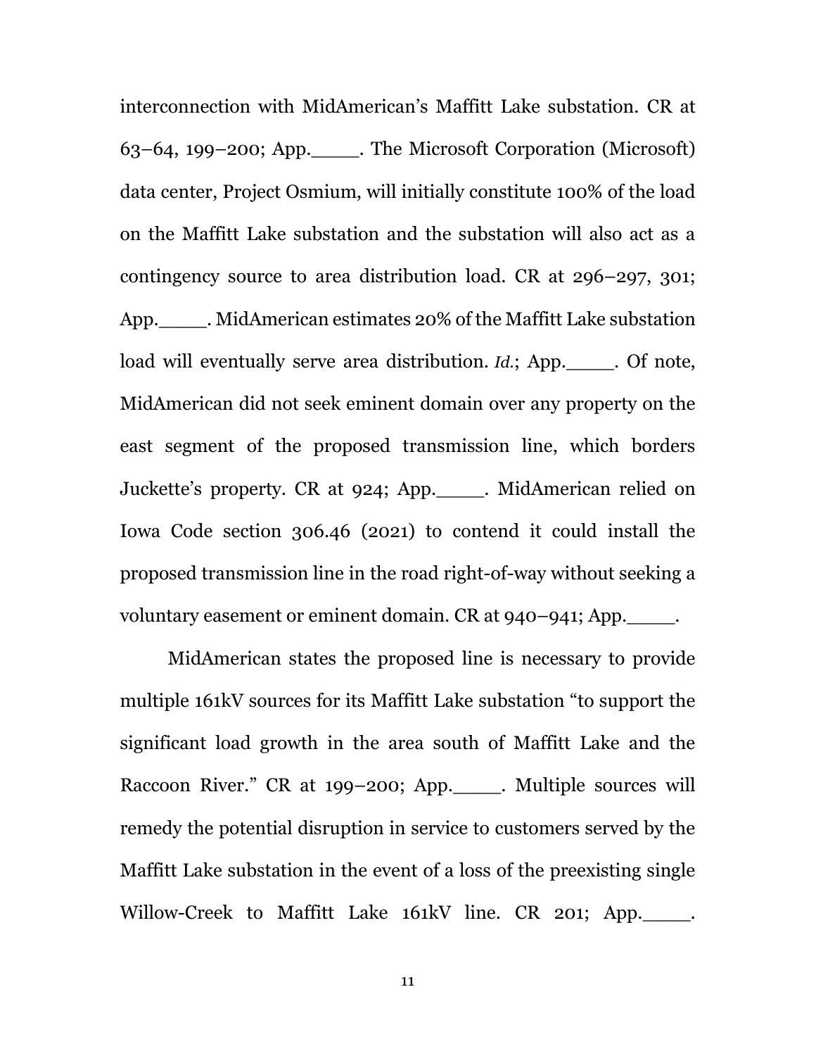interconnection with MidAmerican's Maffitt Lake substation. CR at 63–64, 199–200; App.____. The Microsoft Corporation (Microsoft) data center, Project Osmium, will initially constitute 100% of the load on the Maffitt Lake substation and the substation will also act as a contingency source to area distribution load. CR at 296–297, 301; App.____. MidAmerican estimates 20% of the Maffitt Lake substation load will eventually serve area distribution. *Id.*; App.____. Of note, MidAmerican did not seek eminent domain over any property on the east segment of the proposed transmission line, which borders Juckette's property. CR at 924; App.____. MidAmerican relied on Iowa Code section 306.46 (2021) to contend it could install the proposed transmission line in the road right-of-way without seeking a voluntary easement or eminent domain. CR at 940–941; App.____.

MidAmerican states the proposed line is necessary to provide multiple 161kV sources for its Maffitt Lake substation "to support the significant load growth in the area south of Maffitt Lake and the Raccoon River." CR at 199–200; App.____. Multiple sources will remedy the potential disruption in service to customers served by the Maffitt Lake substation in the event of a loss of the preexisting single Willow-Creek to Maffitt Lake 161kV line. CR 201; App.____.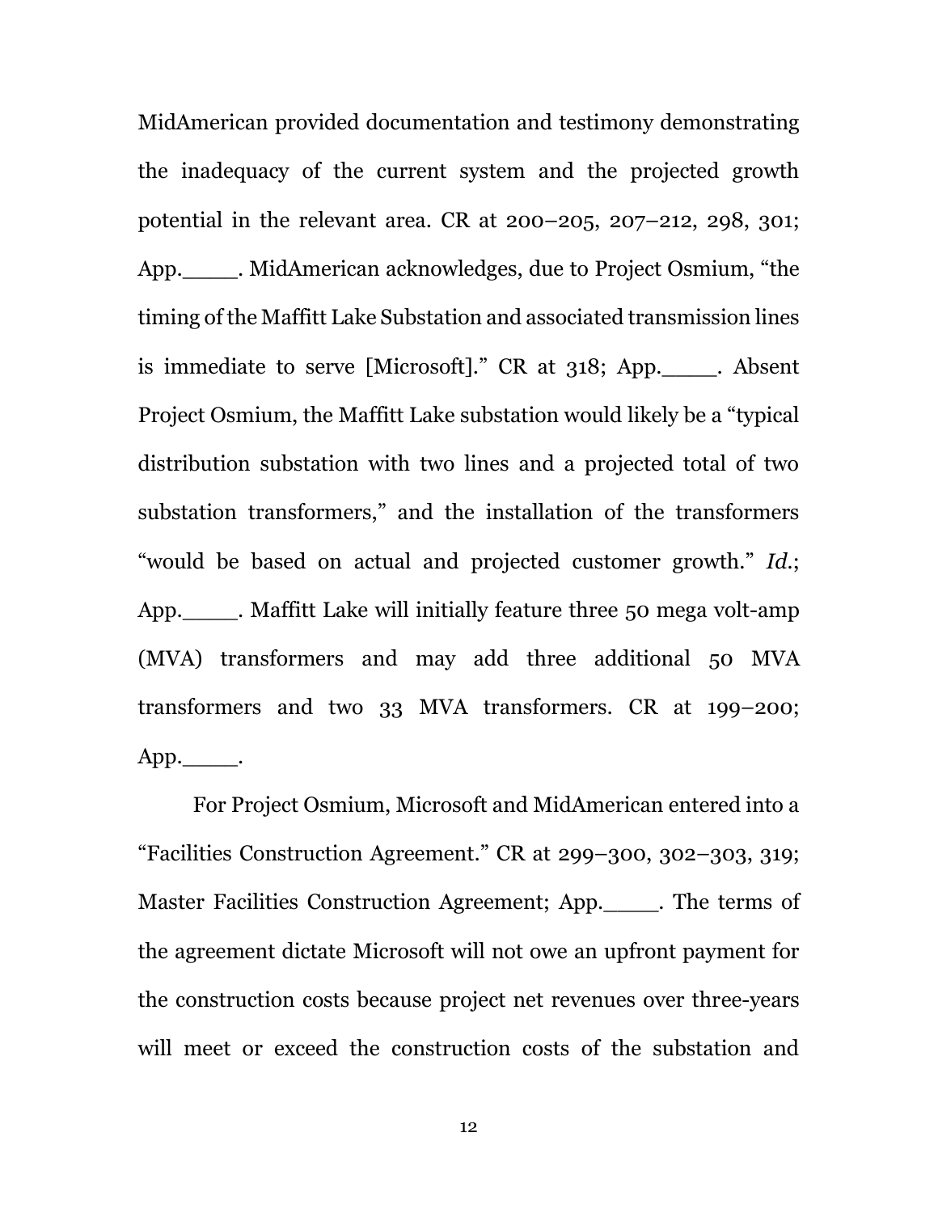MidAmerican provided documentation and testimony demonstrating the inadequacy of the current system and the projected growth potential in the relevant area. CR at 200–205, 207–212, 298, 301; App.____. MidAmerican acknowledges, due to Project Osmium, "the timing of the Maffitt Lake Substation and associated transmission lines is immediate to serve [Microsoft]." CR at 318; App.____. Absent Project Osmium, the Maffitt Lake substation would likely be a "typical distribution substation with two lines and a projected total of two substation transformers," and the installation of the transformers "would be based on actual and projected customer growth." *Id.*; App.____. Maffitt Lake will initially feature three 50 mega volt-amp (MVA) transformers and may add three additional 50 MVA transformers and two 33 MVA transformers. CR at 199–200; App.____.

For Project Osmium, Microsoft and MidAmerican entered into a "Facilities Construction Agreement." CR at 299–300, 302–303, 319; Master Facilities Construction Agreement; App.____. The terms of the agreement dictate Microsoft will not owe an upfront payment for the construction costs because project net revenues over three-years will meet or exceed the construction costs of the substation and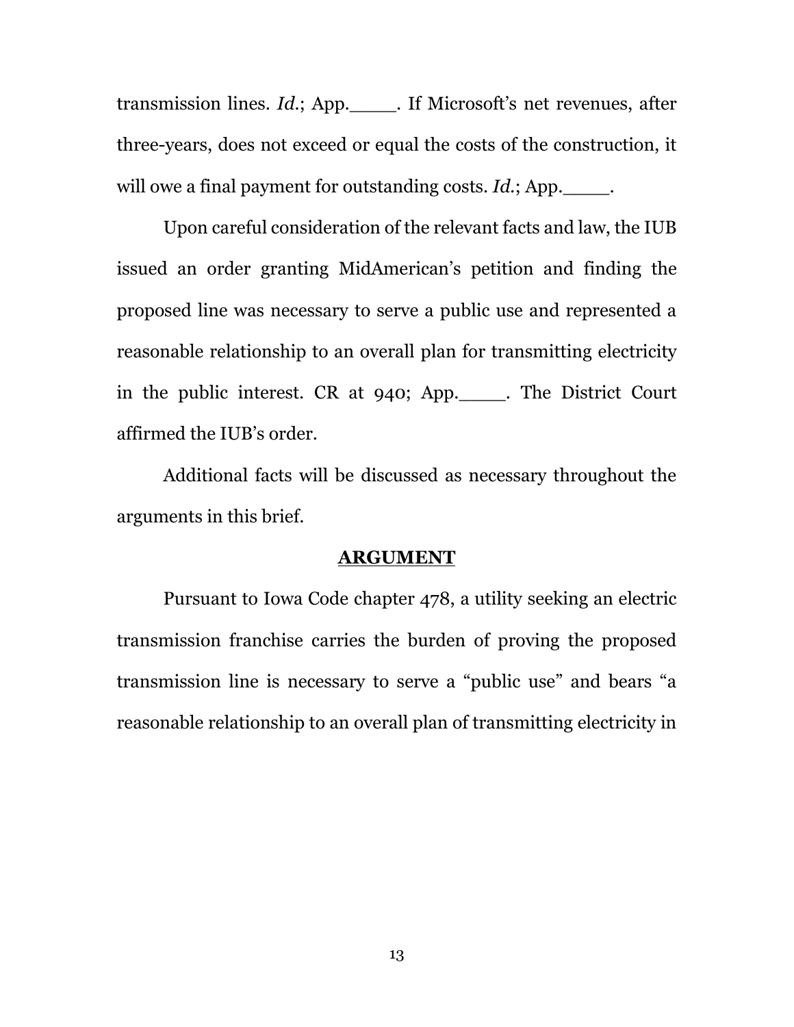transmission lines. *Id.*; App.____. If Microsoft's net revenues, after three-years, does not exceed or equal the costs of the construction, it will owe a final payment for outstanding costs. *Id.*; App.____.

Upon careful consideration of the relevant facts and law, the IUB issued an order granting MidAmerican's petition and finding the proposed line was necessary to serve a public use and represented a reasonable relationship to an overall plan for transmitting electricity in the public interest. CR at 940; App.____. The District Court affirmed the IUB's order.

Additional facts will be discussed as necessary throughout the arguments in this brief.

## ARGUMENT

Pursuant to Iowa Code chapter 478, a utility seeking an electric transmission franchise carries the burden of proving the proposed transmission line is necessary to serve a "public use" and bears "a reasonable relationship to an overall plan of transmitting electricity in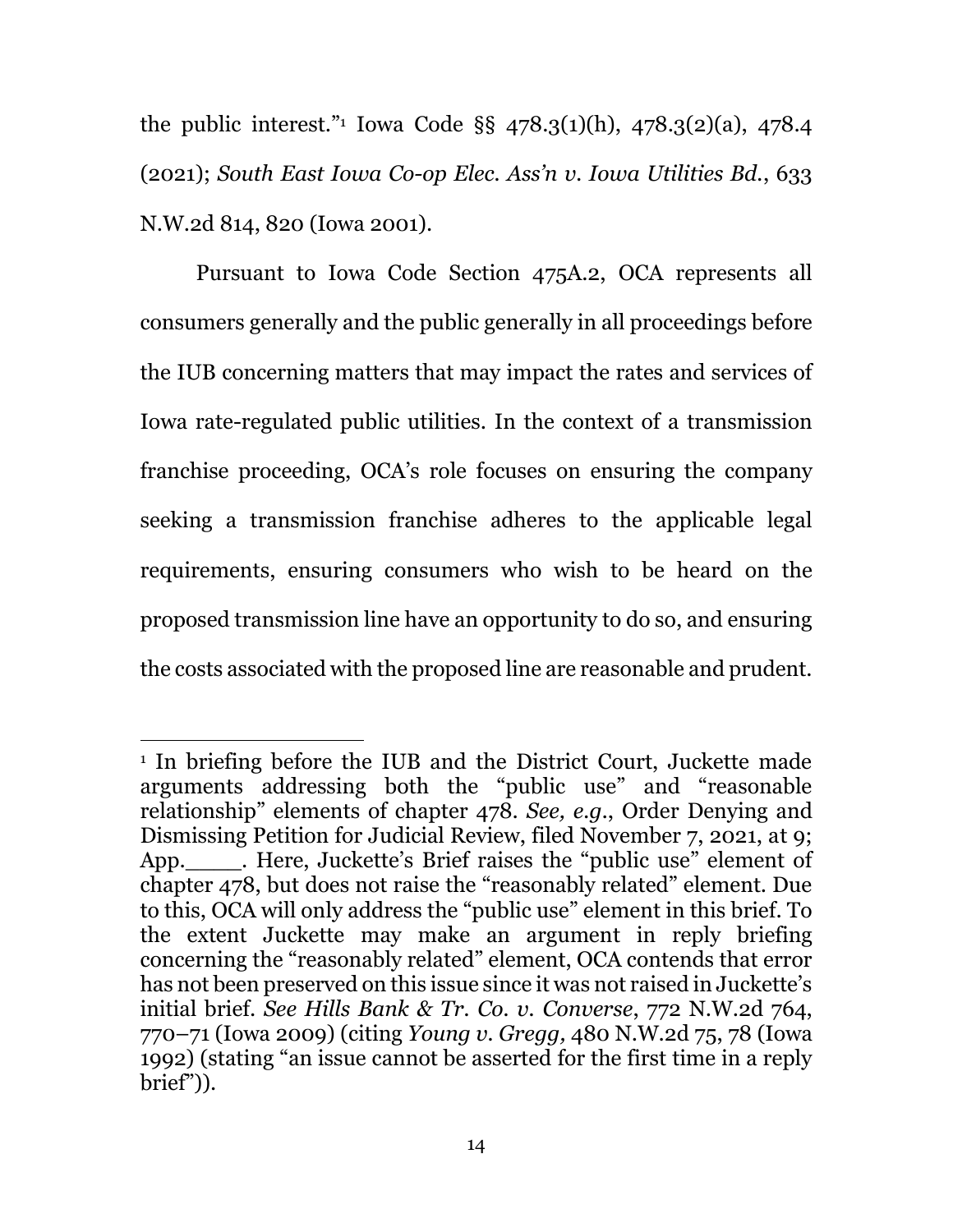the public interest."[1] Iowa Code §§ 478.3(1)(h), 478.3(2)(a), 478.4 (2021); *South East Iowa Co-op Elec. Ass'n v. Iowa Utilities Bd.*, 633 N.W.2d 814, 820 (Iowa 2001).

Pursuant to Iowa Code Section 475A.2, OCA represents all consumers generally and the public generally in all proceedings before the IUB concerning matters that may impact the rates and services of Iowa rate-regulated public utilities. In the context of a transmission franchise proceeding, OCA's role focuses on ensuring the company seeking a transmission franchise adheres to the applicable legal requirements, ensuring consumers who wish to be heard on the proposed transmission line have an opportunity to do so, and ensuring the costs associated with the proposed line are reasonable and prudent.

---

[1] In briefing before the IUB and the District Court, Juckette made arguments addressing both the "public use" and "reasonable relationship" elements of chapter 478. *See, e.g.*, Order Denying and Dismissing Petition for Judicial Review, filed November 7, 2021, at 9; App.____. Here, Juckette's Brief raises the "public use" element of chapter 478, but does not raise the "reasonably related" element. Due to this, OCA will only address the "public use" element in this brief. To the extent Juckette may make an argument in reply briefing concerning the "reasonably related" element, OCA contends that error has not been preserved on this issue since it was not raised in Juckette's initial brief. *See Hills Bank & Tr. Co. v. Converse*, 772 N.W.2d 764, 770–71 (Iowa 2009) (citing *Young v. Gregg,* 480 N.W.2d 75, 78 (Iowa 1992) (stating "an issue cannot be asserted for the first time in a reply brief")).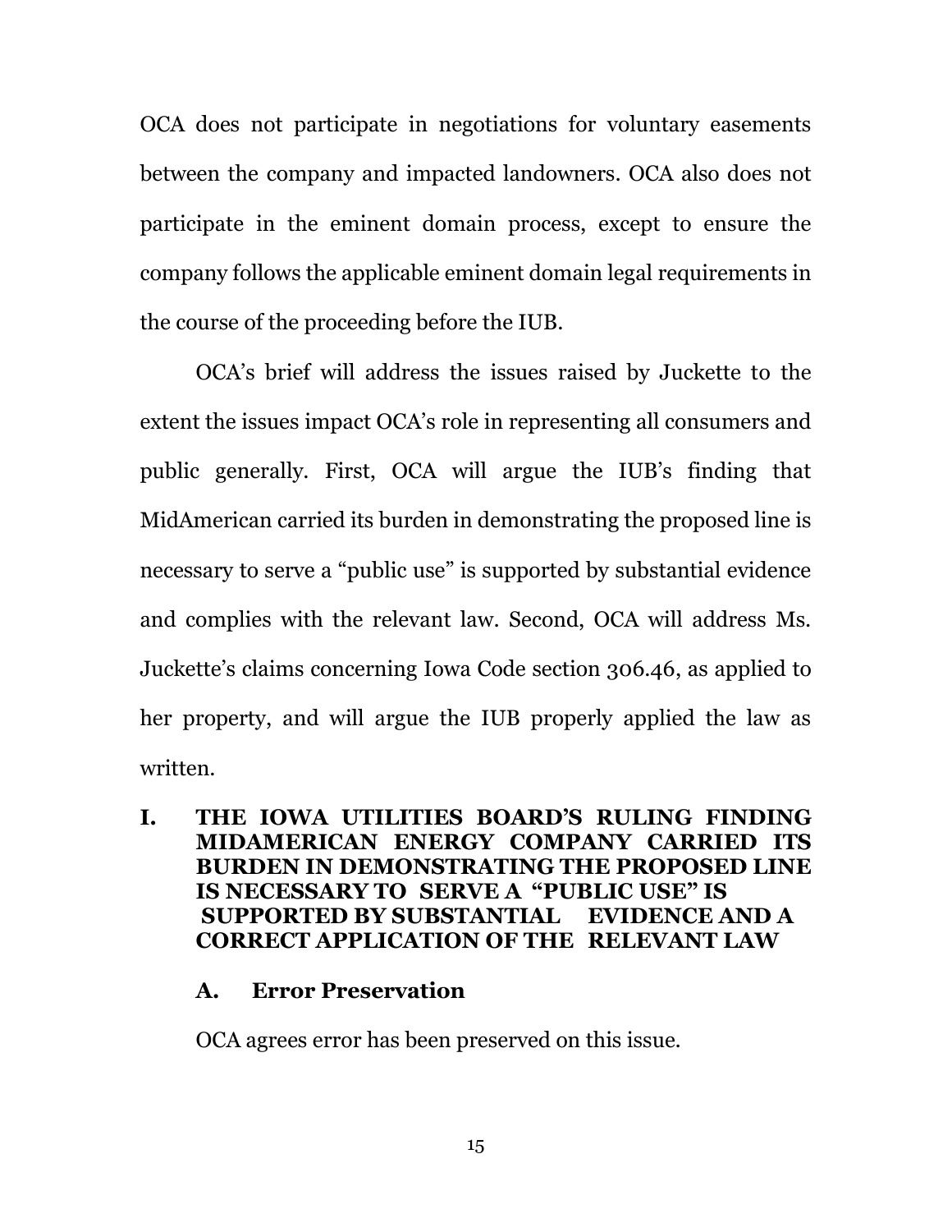OCA does not participate in negotiations for voluntary easements between the company and impacted landowners. OCA also does not participate in the eminent domain process, except to ensure the company follows the applicable eminent domain legal requirements in the course of the proceeding before the IUB.

OCA's brief will address the issues raised by Juckette to the extent the issues impact OCA's role in representing all consumers and public generally. First, OCA will argue the IUB's finding that MidAmerican carried its burden in demonstrating the proposed line is necessary to serve a "public use" is supported by substantial evidence and complies with the relevant law. Second, OCA will address Ms. Juckette's claims concerning Iowa Code section 306.46, as applied to her property, and will argue the IUB properly applied the law as written.

## I. THE IOWA UTILITIES BOARD'S RULING FINDING MIDAMERICAN ENERGY COMPANY CARRIED ITS BURDEN IN DEMONSTRATING THE PROPOSED LINE IS NECESSARY TO SERVE A "PUBLIC USE" IS SUPPORTED BY SUBSTANTIAL EVIDENCE AND A CORRECT APPLICATION OF THE RELEVANT LAW

### A. Error Preservation

OCA agrees error has been preserved on this issue.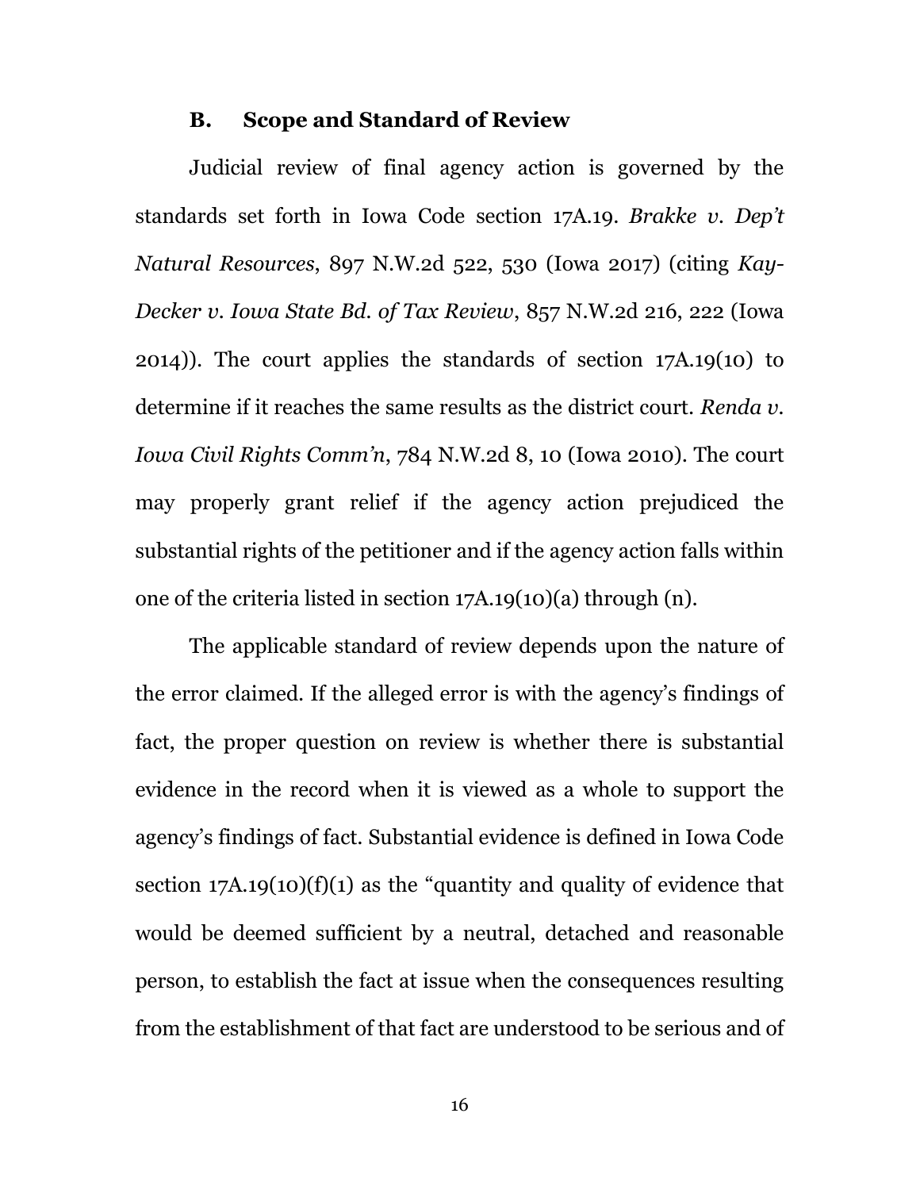### B. Scope and Standard of Review

Judicial review of final agency action is governed by the standards set forth in Iowa Code section 17A.19. *Brakke v. Dep't Natural Resources*, 897 N.W.2d 522, 530 (Iowa 2017) (citing *Kay-Decker v. Iowa State Bd. of Tax Review*, 857 N.W.2d 216, 222 (Iowa 2014)). The court applies the standards of section 17A.19(10) to determine if it reaches the same results as the district court. *Renda v. Iowa Civil Rights Comm'n*, 784 N.W.2d 8, 10 (Iowa 2010). The court may properly grant relief if the agency action prejudiced the substantial rights of the petitioner and if the agency action falls within one of the criteria listed in section 17A.19(10)(a) through (n).

The applicable standard of review depends upon the nature of the error claimed. If the alleged error is with the agency's findings of fact, the proper question on review is whether there is substantial evidence in the record when it is viewed as a whole to support the agency's findings of fact. Substantial evidence is defined in Iowa Code section 17A.19(10)(f)(1) as the "quantity and quality of evidence that would be deemed sufficient by a neutral, detached and reasonable person, to establish the fact at issue when the consequences resulting from the establishment of that fact are understood to be serious and of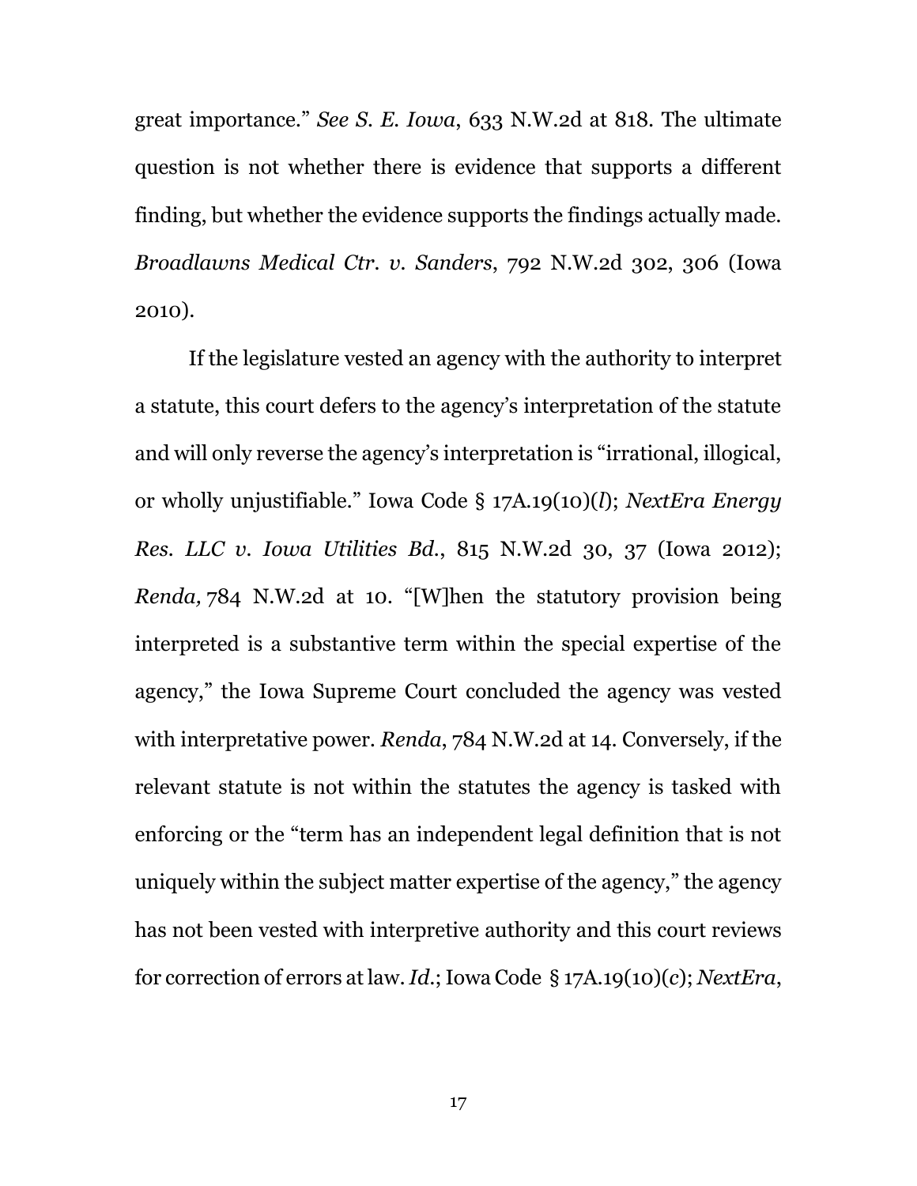great importance." *See S. E. Iowa*, 633 N.W.2d at 818. The ultimate question is not whether there is evidence that supports a different finding, but whether the evidence supports the findings actually made. *Broadlawns Medical Ctr. v. Sanders*, 792 N.W.2d 302, 306 (Iowa 2010).

If the legislature vested an agency with the authority to interpret a statute, this court defers to the agency's interpretation of the statute and will only reverse the agency's interpretation is "irrational, illogical, or wholly unjustifiable." Iowa Code § 17A.19(10)(*l*); *NextEra Energy Res. LLC v. Iowa Utilities Bd.*, 815 N.W.2d 30, 37 (Iowa 2012); *Renda,* 784 N.W.2d at 10. "[W]hen the statutory provision being interpreted is a substantive term within the special expertise of the agency," the Iowa Supreme Court concluded the agency was vested with interpretative power. *Renda*, 784 N.W.2d at 14. Conversely, if the relevant statute is not within the statutes the agency is tasked with enforcing or the "term has an independent legal definition that is not uniquely within the subject matter expertise of the agency," the agency has not been vested with interpretive authority and this court reviews for correction of errors at law. *Id.*; Iowa Code § 17A.19(10)(*c*); *NextEra*,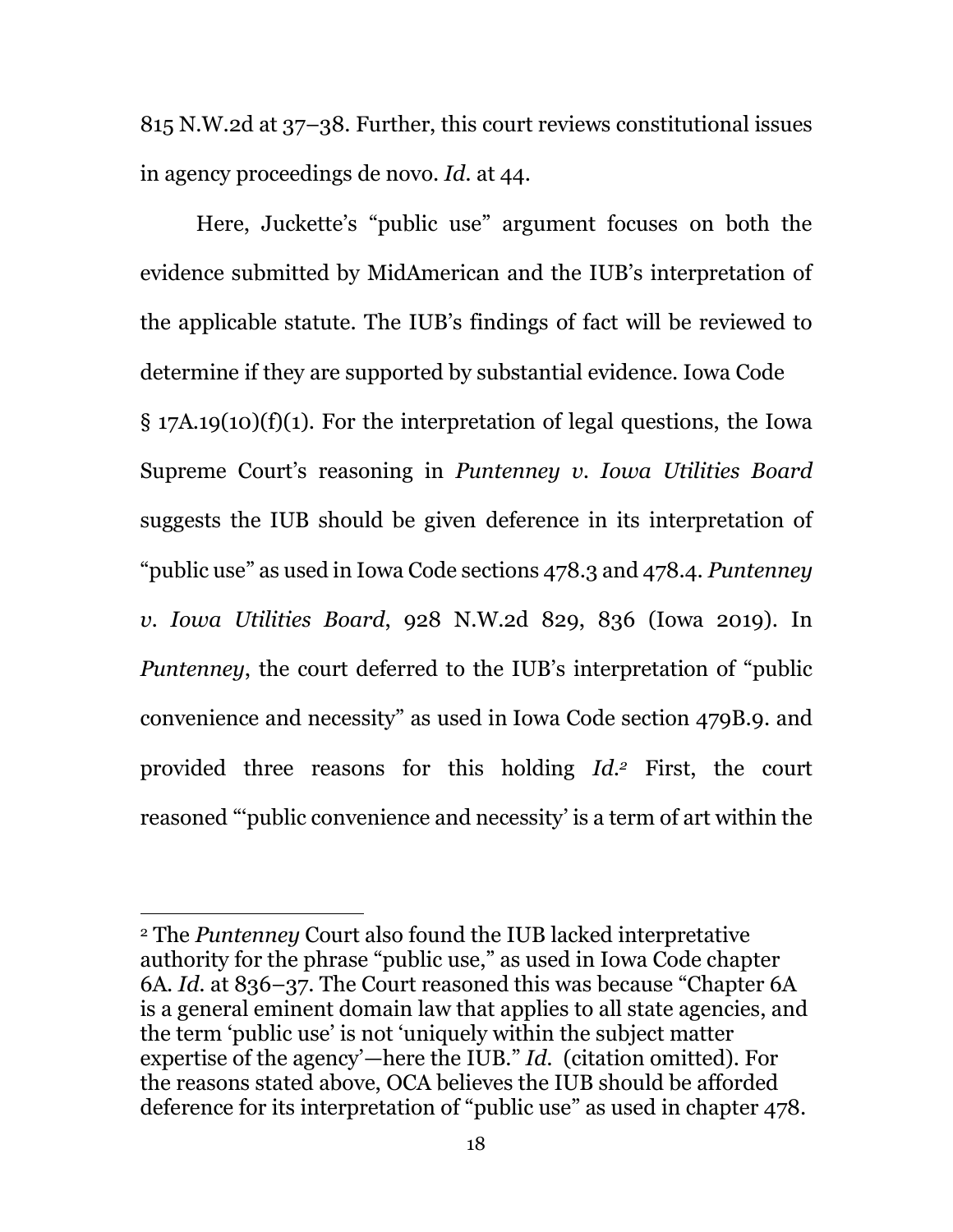815 N.W.2d at 37–38. Further, this court reviews constitutional issues in agency proceedings de novo. *Id*. at 44.

Here, Juckette's "public use" argument focuses on both the evidence submitted by MidAmerican and the IUB's interpretation of the applicable statute. The IUB's findings of fact will be reviewed to determine if they are supported by substantial evidence. Iowa Code § 17A.19(10)(f)(1). For the interpretation of legal questions, the Iowa Supreme Court's reasoning in *Puntenney v. Iowa Utilities Board* suggests the IUB should be given deference in its interpretation of "public use" as used in Iowa Code sections 478.3 and 478.4. *Puntenney v. Iowa Utilities Board*, 928 N.W.2d 829, 836 (Iowa 2019). In *Puntenney*, the court deferred to the IUB's interpretation of "public convenience and necessity" as used in Iowa Code section 479B.9. and provided three reasons for this holding *Id*.[2] First, the court reasoned "'public convenience and necessity' is a term of art within the

[2] The *Puntenney* Court also found the IUB lacked interpretative authority for the phrase "public use," as used in Iowa Code chapter 6A. *Id.* at 836–37. The Court reasoned this was because "Chapter 6A is a general eminent domain law that applies to all state agencies, and the term 'public use' is not 'uniquely within the subject matter expertise of the agency'—here the IUB." *Id.* (citation omitted). For the reasons stated above, OCA believes the IUB should be afforded deference for its interpretation of "public use" as used in chapter 478.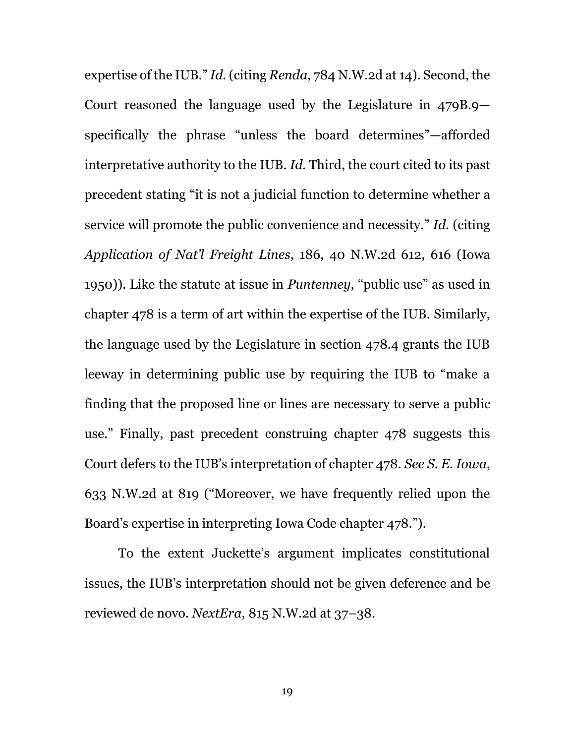expertise of the IUB." *Id.* (citing *Renda*, 784 N.W.2d at 14). Second, the Court reasoned the language used by the Legislature in 479B.9—specifically the phrase "unless the board determines"—afforded interpretative authority to the IUB. *Id.* Third, the court cited to its past precedent stating "it is not a judicial function to determine whether a service will promote the public convenience and necessity." *Id.* (citing *Application of Nat'l Freight Lines*, 186, 40 N.W.2d 612, 616 (Iowa 1950)). Like the statute at issue in *Puntenney*, "public use" as used in chapter 478 is a term of art within the expertise of the IUB. Similarly, the language used by the Legislature in section 478.4 grants the IUB leeway in determining public use by requiring the IUB to "make a finding that the proposed line or lines are necessary to serve a public use." Finally, past precedent construing chapter 478 suggests this Court defers to the IUB's interpretation of chapter 478. *See S. E. Iowa*, 633 N.W.2d at 819 ("Moreover, we have frequently relied upon the Board's expertise in interpreting Iowa Code chapter 478.").

To the extent Juckette's argument implicates constitutional issues, the IUB's interpretation should not be given deference and be reviewed de novo. *NextEra*, 815 N.W.2d at 37–38.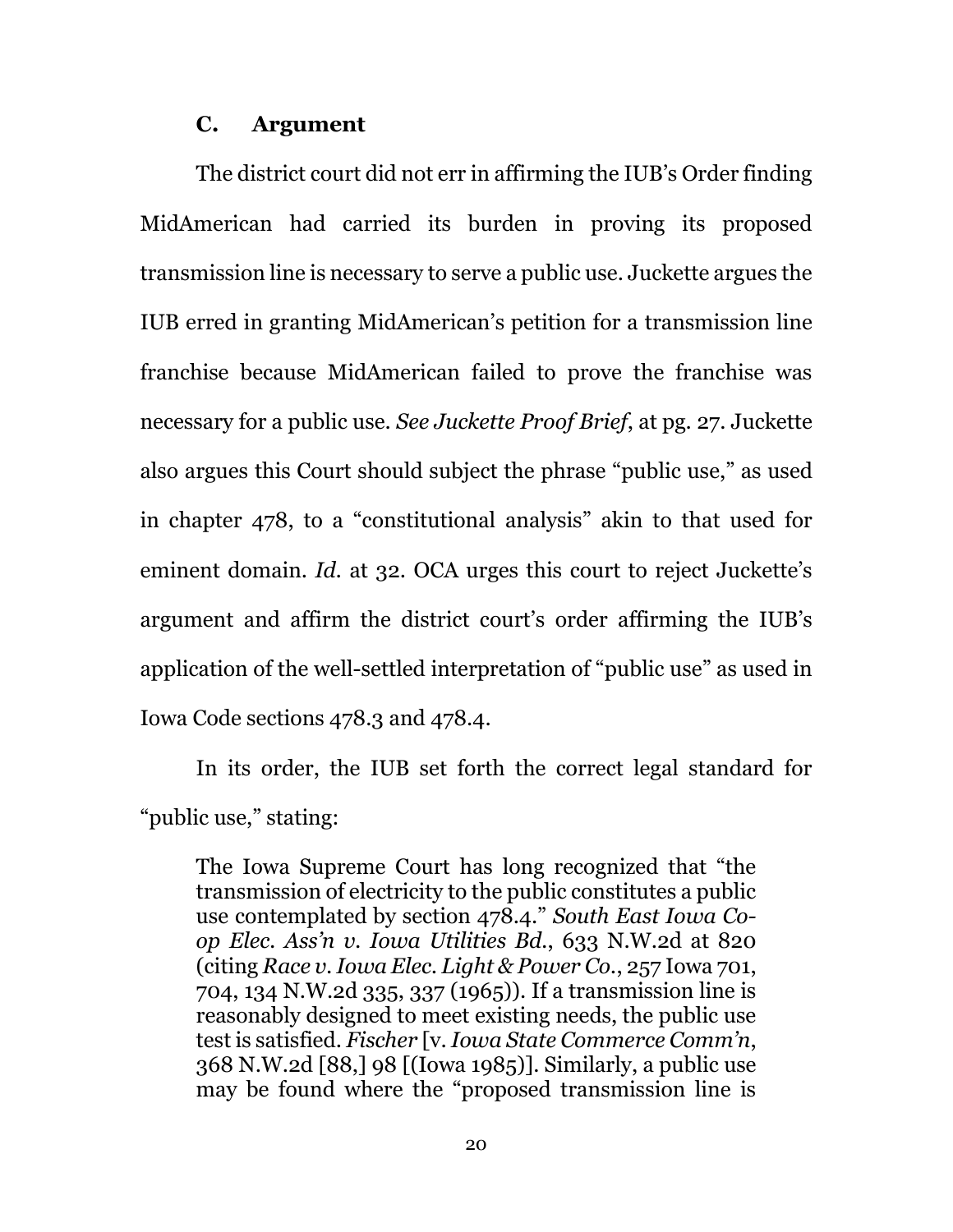### C. Argument

The district court did not err in affirming the IUB's Order finding MidAmerican had carried its burden in proving its proposed transmission line is necessary to serve a public use. Juckette argues the IUB erred in granting MidAmerican's petition for a transmission line franchise because MidAmerican failed to prove the franchise was necessary for a public use. *See Juckette Proof Brief*, at pg. 27. Juckette also argues this Court should subject the phrase "public use," as used in chapter 478, to a "constitutional analysis" akin to that used for eminent domain. *Id.* at 32. OCA urges this court to reject Juckette's argument and affirm the district court's order affirming the IUB's application of the well-settled interpretation of "public use" as used in Iowa Code sections 478.3 and 478.4.

In its order, the IUB set forth the correct legal standard for "public use," stating:

> The Iowa Supreme Court has long recognized that "the transmission of electricity to the public constitutes a public use contemplated by section 478.4." *South East Iowa Co-op Elec. Ass'n v. Iowa Utilities Bd.*, 633 N.W.2d at 820 (citing *Race v. Iowa Elec. Light & Power Co.*, 257 Iowa 701, 704, 134 N.W.2d 335, 337 (1965)). If a transmission line is reasonably designed to meet existing needs, the public use test is satisfied. *Fischer* [v. *Iowa State Commerce Comm'n*, 368 N.W.2d [88,] 98 [(Iowa 1985)]. Similarly, a public use may be found where the "proposed transmission line is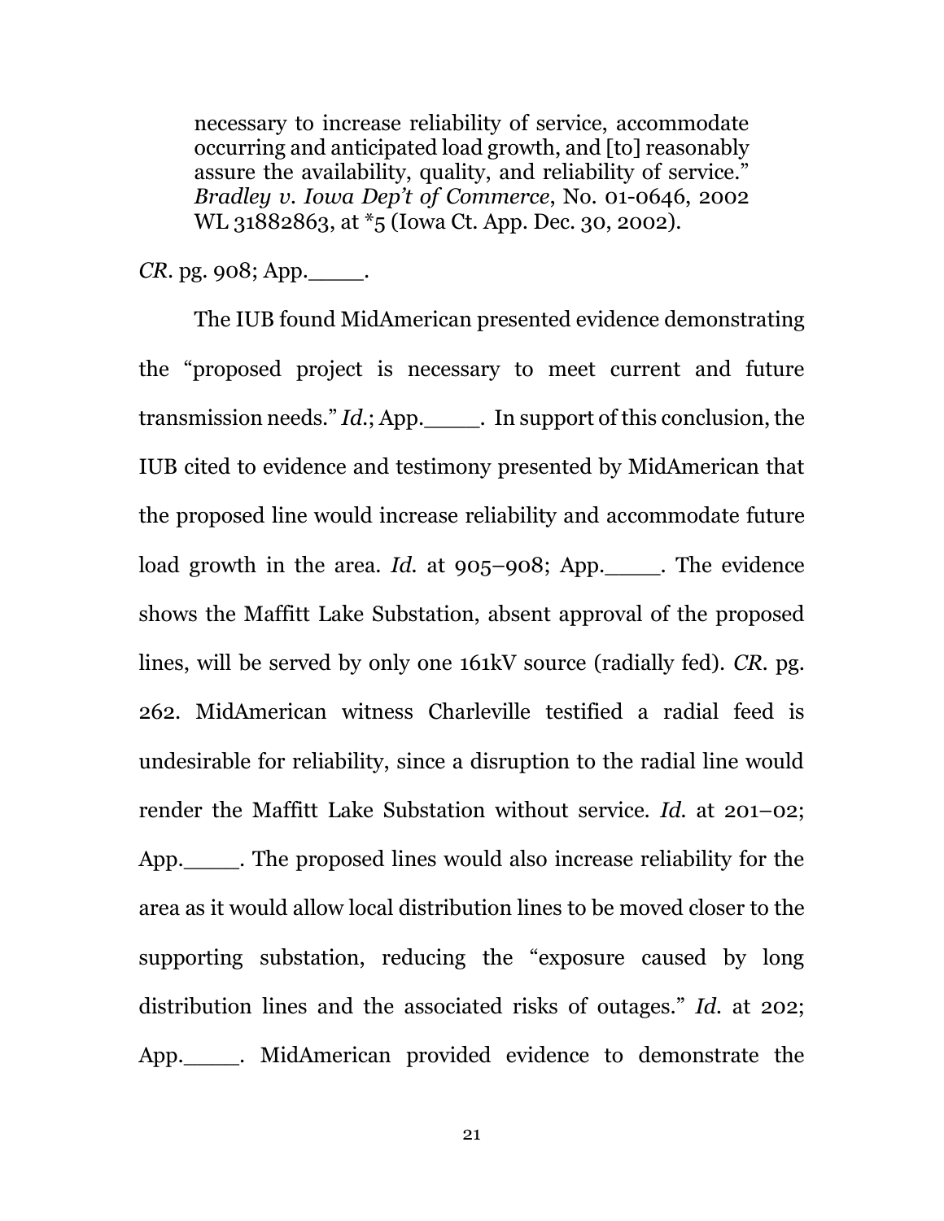> necessary to increase reliability of service, accommodate occurring and anticipated load growth, and [to] reasonably assure the availability, quality, and reliability of service." *Bradley v. Iowa Dep't of Commerce*, No. 01-0646, 2002 WL 31882863, at *5 (Iowa Ct. App. Dec. 30, 2002).

*CR*. pg. 908; App.____.

The IUB found MidAmerican presented evidence demonstrating the "proposed project is necessary to meet current and future transmission needs." *Id.*; App.____. In support of this conclusion, the IUB cited to evidence and testimony presented by MidAmerican that the proposed line would increase reliability and accommodate future load growth in the area. *Id.* at 905–908; App.____. The evidence shows the Maffitt Lake Substation, absent approval of the proposed lines, will be served by only one 161kV source (radially fed). *CR*. pg. 262. MidAmerican witness Charleville testified a radial feed is undesirable for reliability, since a disruption to the radial line would render the Maffitt Lake Substation without service. *Id.* at 201–02; App.____. The proposed lines would also increase reliability for the area as it would allow local distribution lines to be moved closer to the supporting substation, reducing the "exposure caused by long distribution lines and the associated risks of outages." *Id.* at 202; App.____. MidAmerican provided evidence to demonstrate the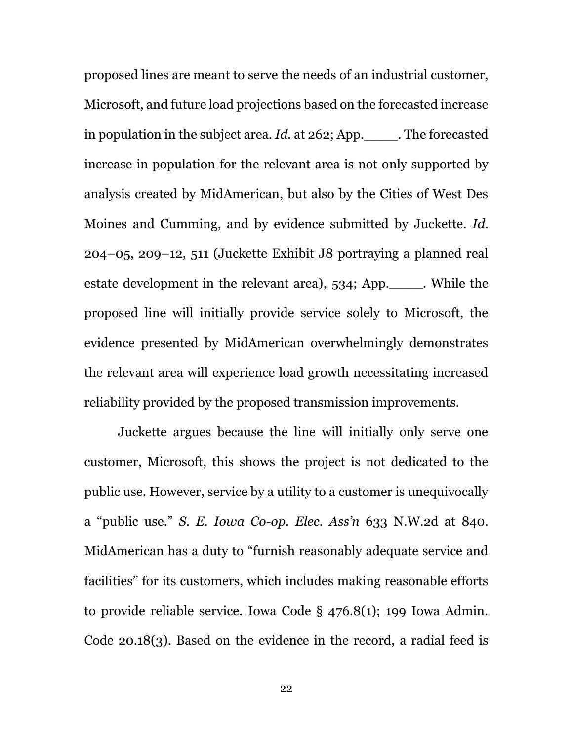proposed lines are meant to serve the needs of an industrial customer, Microsoft, and future load projections based on the forecasted increase in population in the subject area. *Id.* at 262; App.____. The forecasted increase in population for the relevant area is not only supported by analysis created by MidAmerican, but also by the Cities of West Des Moines and Cumming, and by evidence submitted by Juckette. *Id.* 204–05, 209–12, 511 (Juckette Exhibit J8 portraying a planned real estate development in the relevant area), 534; App.____. While the proposed line will initially provide service solely to Microsoft, the evidence presented by MidAmerican overwhelmingly demonstrates the relevant area will experience load growth necessitating increased reliability provided by the proposed transmission improvements.

Juckette argues because the line will initially only serve one customer, Microsoft, this shows the project is not dedicated to the public use. However, service by a utility to a customer is unequivocally a "public use." *S. E. Iowa Co-op. Elec. Ass'n* 633 N.W.2d at 840. MidAmerican has a duty to "furnish reasonably adequate service and facilities" for its customers, which includes making reasonable efforts to provide reliable service. Iowa Code § 476.8(1); 199 Iowa Admin. Code 20.18(3). Based on the evidence in the record, a radial feed is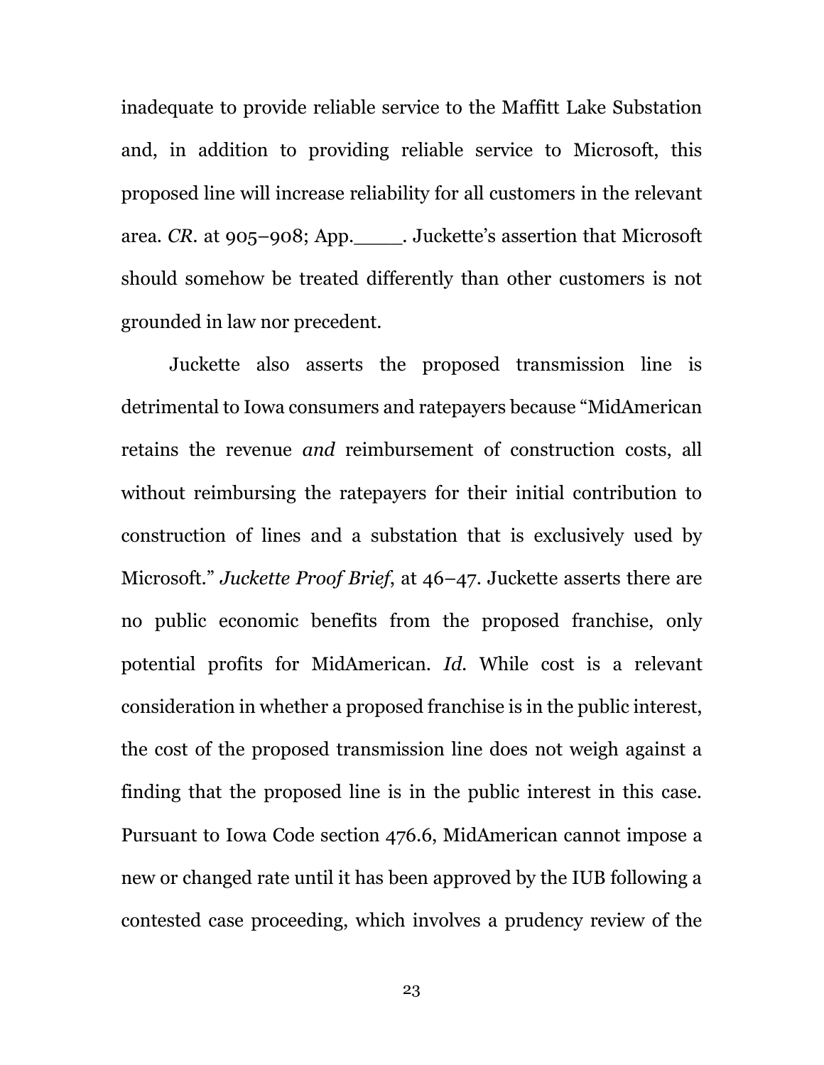inadequate to provide reliable service to the Maffitt Lake Substation and, in addition to providing reliable service to Microsoft, this proposed line will increase reliability for all customers in the relevant area. *CR.* at 905–908; App.____. Juckette's assertion that Microsoft should somehow be treated differently than other customers is not grounded in law nor precedent.

Juckette also asserts the proposed transmission line is detrimental to Iowa consumers and ratepayers because "MidAmerican retains the revenue *and* reimbursement of construction costs, all without reimbursing the ratepayers for their initial contribution to construction of lines and a substation that is exclusively used by Microsoft." *Juckette Proof Brief*, at 46–47. Juckette asserts there are no public economic benefits from the proposed franchise, only potential profits for MidAmerican. *Id.* While cost is a relevant consideration in whether a proposed franchise is in the public interest, the cost of the proposed transmission line does not weigh against a finding that the proposed line is in the public interest in this case. Pursuant to Iowa Code section 476.6, MidAmerican cannot impose a new or changed rate until it has been approved by the IUB following a contested case proceeding, which involves a prudency review of the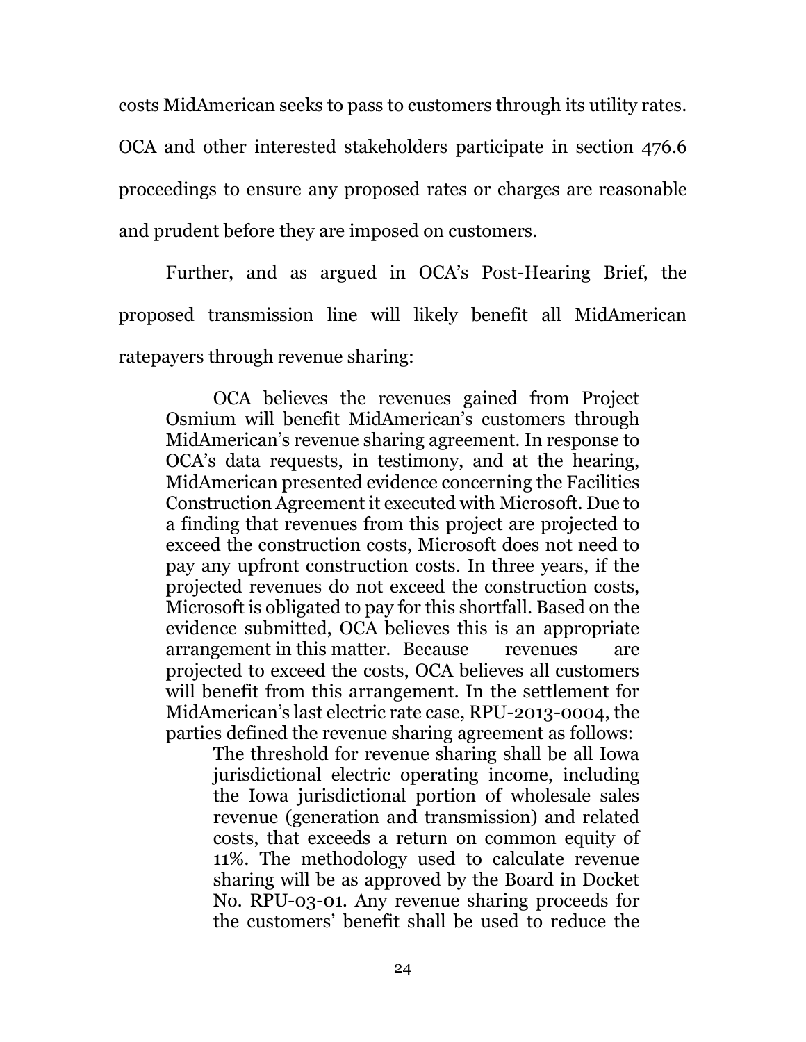costs MidAmerican seeks to pass to customers through its utility rates. OCA and other interested stakeholders participate in section 476.6 proceedings to ensure any proposed rates or charges are reasonable and prudent before they are imposed on customers.

Further, and as argued in OCA's Post-Hearing Brief, the proposed transmission line will likely benefit all MidAmerican ratepayers through revenue sharing:

> OCA believes the revenues gained from Project Osmium will benefit MidAmerican's customers through MidAmerican's revenue sharing agreement. In response to OCA's data requests, in testimony, and at the hearing, MidAmerican presented evidence concerning the Facilities Construction Agreement it executed with Microsoft. Due to a finding that revenues from this project are projected to exceed the construction costs, Microsoft does not need to pay any upfront construction costs. In three years, if the projected revenues do not exceed the construction costs, Microsoft is obligated to pay for this shortfall. Based on the evidence submitted, OCA believes this is an appropriate arrangement in this matter. Because revenues are projected to exceed the costs, OCA believes all customers will benefit from this arrangement. In the settlement for MidAmerican's last electric rate case, RPU-2013-0004, the parties defined the revenue sharing agreement as follows:
>
>> The threshold for revenue sharing shall be all Iowa jurisdictional electric operating income, including the Iowa jurisdictional portion of wholesale sales revenue (generation and transmission) and related costs, that exceeds a return on common equity of 11%. The methodology used to calculate revenue sharing will be as approved by the Board in Docket No. RPU-03-01. Any revenue sharing proceeds for the customers' benefit shall be used to reduce the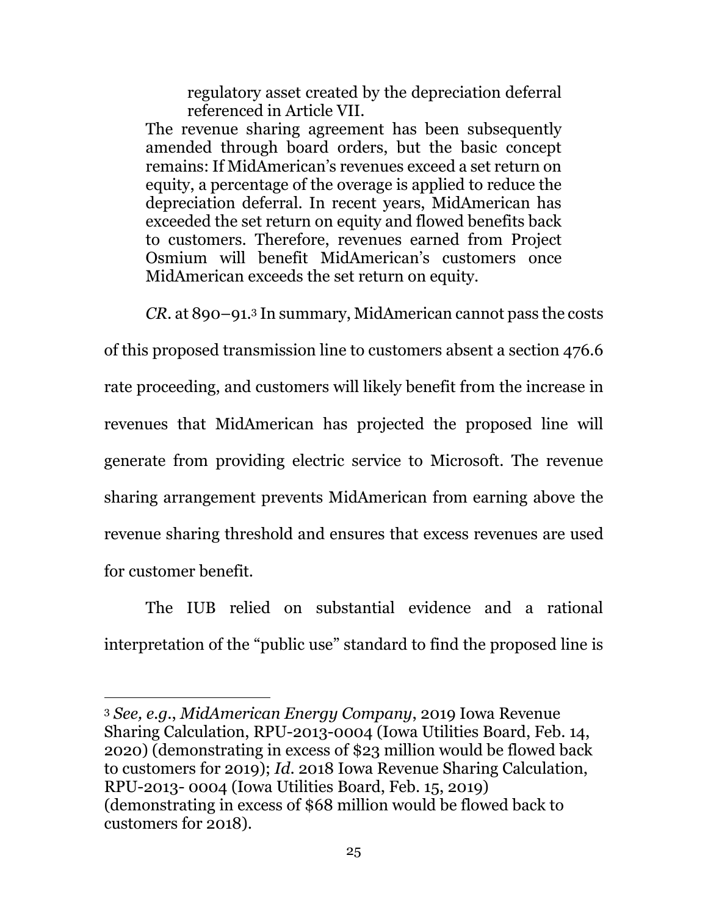> regulatory asset created by the depreciation deferral referenced in Article VII.
>
> The revenue sharing agreement has been subsequently amended through board orders, but the basic concept remains: If MidAmerican's revenues exceed a set return on equity, a percentage of the overage is applied to reduce the depreciation deferral. In recent years, MidAmerican has exceeded the set return on equity and flowed benefits back to customers. Therefore, revenues earned from Project Osmium will benefit MidAmerican's customers once MidAmerican exceeds the set return on equity.

*CR*. at 890–91.[3] In summary, MidAmerican cannot pass the costs of this proposed transmission line to customers absent a section 476.6 rate proceeding, and customers will likely benefit from the increase in revenues that MidAmerican has projected the proposed line will generate from providing electric service to Microsoft. The revenue sharing arrangement prevents MidAmerican from earning above the revenue sharing threshold and ensures that excess revenues are used for customer benefit.

The IUB relied on substantial evidence and a rational interpretation of the "public use" standard to find the proposed line is

---

[3] *See, e.g.*, *MidAmerican Energy Company*, 2019 Iowa Revenue Sharing Calculation, RPU-2013-0004 (Iowa Utilities Board, Feb. 14, 2020) (demonstrating in excess of $23 million would be flowed back to customers for 2019); *Id*. 2018 Iowa Revenue Sharing Calculation, RPU-2013- 0004 (Iowa Utilities Board, Feb. 15, 2019) (demonstrating in excess of $68 million would be flowed back to customers for 2018).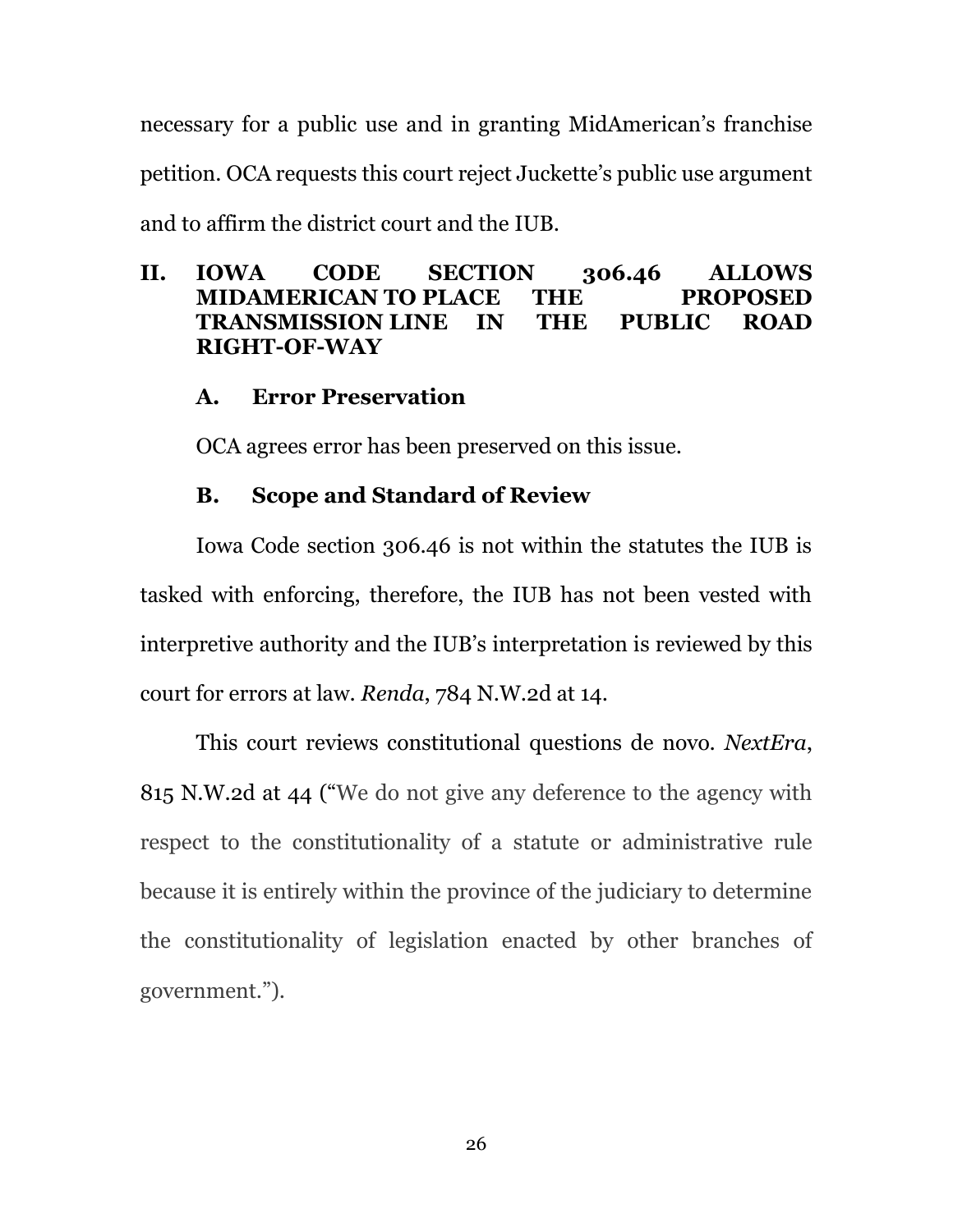necessary for a public use and in granting MidAmerican's franchise petition. OCA requests this court reject Juckette's public use argument and to affirm the district court and the IUB.

## II. IOWA CODE SECTION 306.46 ALLOWS MIDAMERICAN TO PLACE THE PROPOSED TRANSMISSION LINE IN THE PUBLIC ROAD RIGHT-OF-WAY

### A. Error Preservation

OCA agrees error has been preserved on this issue.

### B. Scope and Standard of Review

Iowa Code section 306.46 is not within the statutes the IUB is tasked with enforcing, therefore, the IUB has not been vested with interpretive authority and the IUB's interpretation is reviewed by this court for errors at law. *Renda*, 784 N.W.2d at 14.

This court reviews constitutional questions de novo. *NextEra*, 815 N.W.2d at 44 ("We do not give any deference to the agency with respect to the constitutionality of a statute or administrative rule because it is entirely within the province of the judiciary to determine the constitutionality of legislation enacted by other branches of government.").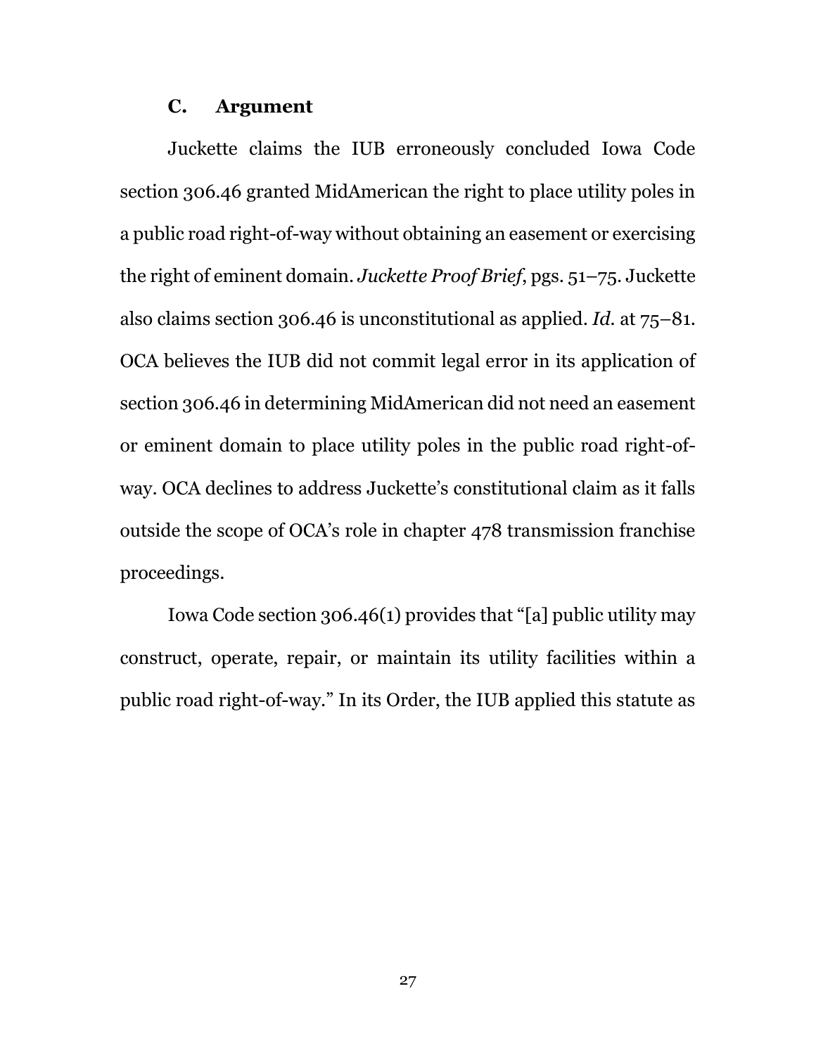### C. Argument

Juckette claims the IUB erroneously concluded Iowa Code section 306.46 granted MidAmerican the right to place utility poles in a public road right-of-way without obtaining an easement or exercising the right of eminent domain. *Juckette Proof Brief*, pgs. 51–75. Juckette also claims section 306.46 is unconstitutional as applied. *Id.* at 75–81. OCA believes the IUB did not commit legal error in its application of section 306.46 in determining MidAmerican did not need an easement or eminent domain to place utility poles in the public road right-of-way. OCA declines to address Juckette's constitutional claim as it falls outside the scope of OCA's role in chapter 478 transmission franchise proceedings.

Iowa Code section 306.46(1) provides that "[a] public utility may construct, operate, repair, or maintain its utility facilities within a public road right-of-way." In its Order, the IUB applied this statute as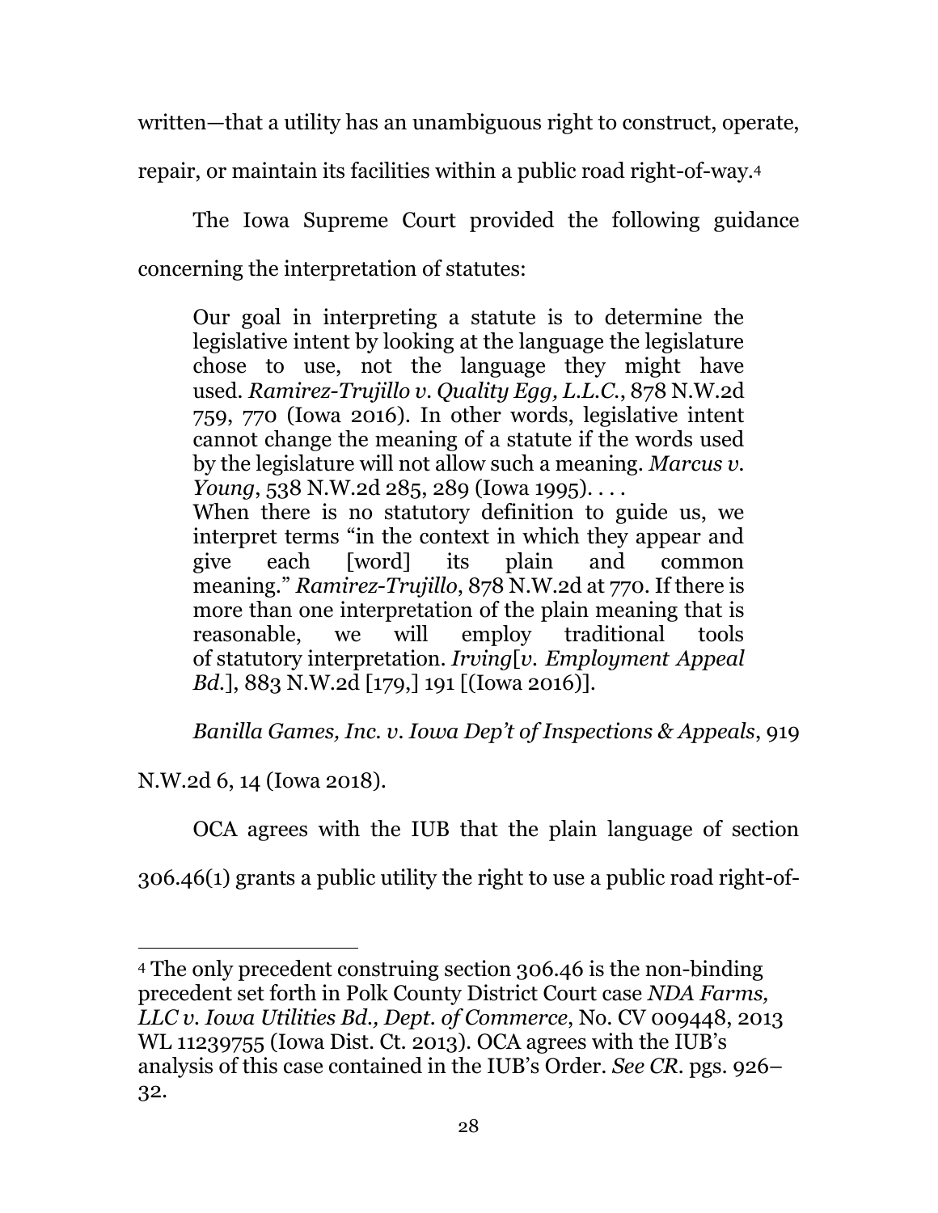written—that a utility has an unambiguous right to construct, operate, repair, or maintain its facilities within a public road right-of-way.[4]

The Iowa Supreme Court provided the following guidance concerning the interpretation of statutes:

> Our goal in interpreting a statute is to determine the legislative intent by looking at the language the legislature chose to use, not the language they might have used. *Ramirez-Trujillo v. Quality Egg, L.L.C.*, 878 N.W.2d 759, 770 (Iowa 2016). In other words, legislative intent cannot change the meaning of a statute if the words used by the legislature will not allow such a meaning. *Marcus v. Young*, 538 N.W.2d 285, 289 (Iowa 1995). . . .
>
> When there is no statutory definition to guide us, we interpret terms "in the context in which they appear and give each [word] its plain and common meaning." *Ramirez-Trujillo*, 878 N.W.2d at 770. If there is more than one interpretation of the plain meaning that is reasonable, we will employ traditional tools of statutory interpretation. *Irving*[*v. Employment Appeal Bd.*], 883 N.W.2d [179,] 191 [(Iowa 2016)].

*Banilla Games, Inc. v. Iowa Dep't of Inspections & Appeals*, 919 N.W.2d 6, 14 (Iowa 2018).

OCA agrees with the IUB that the plain language of section 306.46(1) grants a public utility the right to use a public road right-of-

---

[4] The only precedent construing section 306.46 is the non-binding precedent set forth in Polk County District Court case *NDA Farms, LLC v. Iowa Utilities Bd., Dept. of Commerce*, No. CV 009448, 2013 WL 11239755 (Iowa Dist. Ct. 2013). OCA agrees with the IUB's analysis of this case contained in the IUB's Order. *See CR.* pgs. 926–32.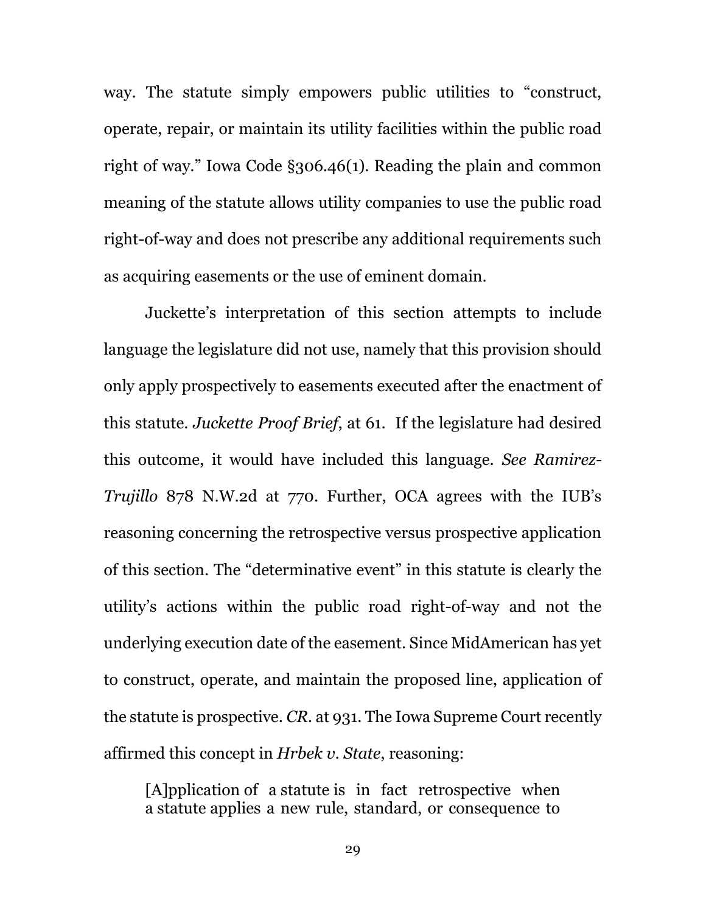way. The statute simply empowers public utilities to "construct, operate, repair, or maintain its utility facilities within the public road right of way." Iowa Code §306.46(1). Reading the plain and common meaning of the statute allows utility companies to use the public road right-of-way and does not prescribe any additional requirements such as acquiring easements or the use of eminent domain.

Juckette's interpretation of this section attempts to include language the legislature did not use, namely that this provision should only apply prospectively to easements executed after the enactment of this statute. *Juckette Proof Brief*, at 61. If the legislature had desired this outcome, it would have included this language. *See Ramirez-Trujillo* 878 N.W.2d at 770. Further, OCA agrees with the IUB's reasoning concerning the retrospective versus prospective application of this section. The "determinative event" in this statute is clearly the utility's actions within the public road right-of-way and not the underlying execution date of the easement. Since MidAmerican has yet to construct, operate, and maintain the proposed line, application of the statute is prospective. *CR*. at 931. The Iowa Supreme Court recently affirmed this concept in *Hrbek v. State*, reasoning:

> [A]pplication of a statute is in fact retrospective when a statute applies a new rule, standard, or consequence to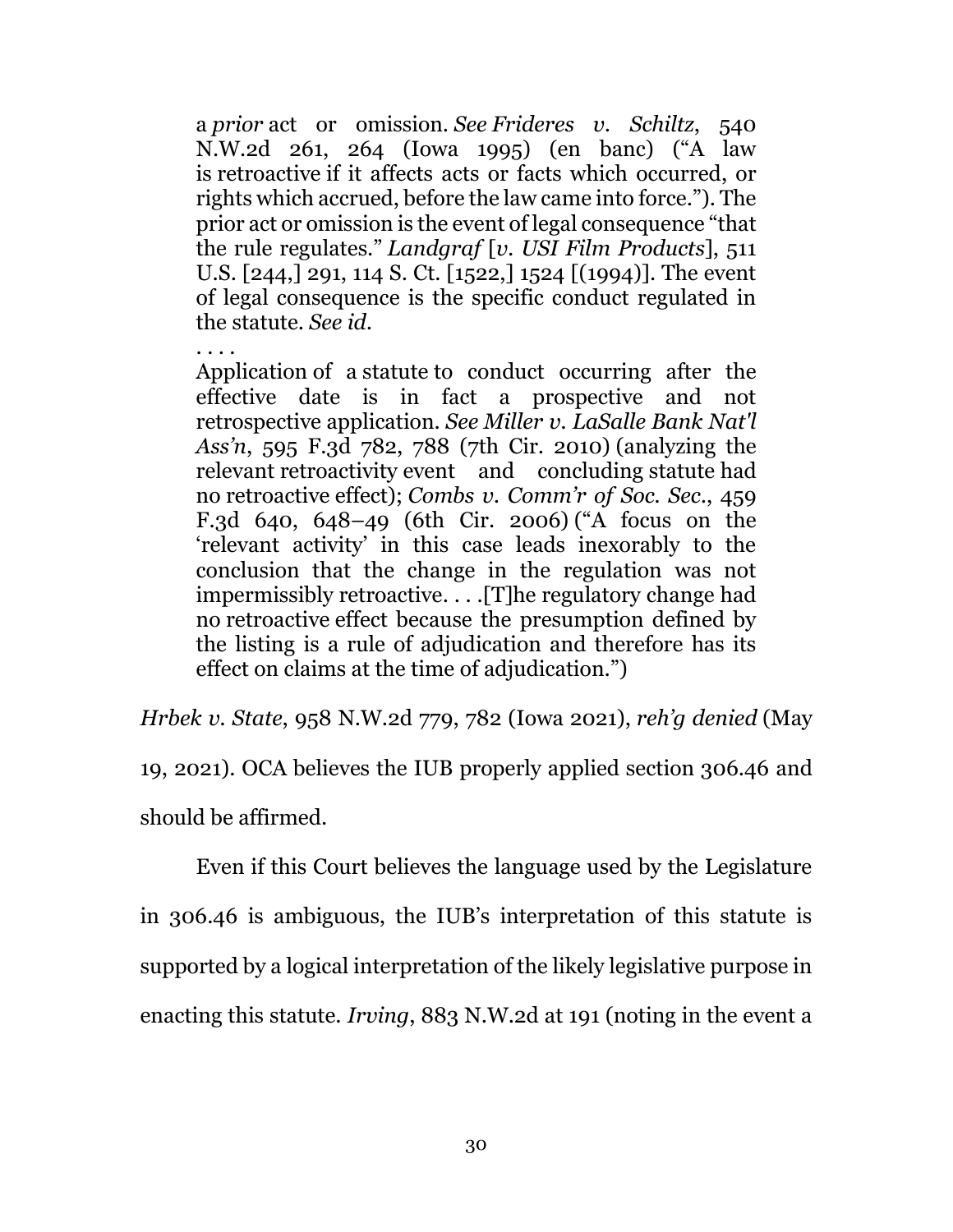> a *prior* act or omission. *See Frideres v. Schiltz*, 540 N.W.2d 261, 264 (Iowa 1995) (en banc) ("A law is retroactive if it affects acts or facts which occurred, or rights which accrued, before the law came into force."). The prior act or omission is the event of legal consequence "that the rule regulates." *Landgraf* [*v. USI Film Products*], 511 U.S. [244,] 291, 114 S. Ct. [1522,] 1524 [(1994)]. The event of legal consequence is the specific conduct regulated in the statute. *See id.*
>
> . . . .
>
> Application of a statute to conduct occurring after the effective date is in fact a prospective and not retrospective application. *See Miller v. LaSalle Bank Nat'l Ass'n*, 595 F.3d 782, 788 (7th Cir. 2010) (analyzing the relevant retroactivity event and concluding statute had no retroactive effect); *Combs v. Comm'r of Soc. Sec.*, 459 F.3d 640, 648–49 (6th Cir. 2006) ("A focus on the 'relevant activity' in this case leads inexorably to the conclusion that the change in the regulation was not impermissibly retroactive. . . .[T]he regulatory change had no retroactive effect because the presumption defined by the listing is a rule of adjudication and therefore has its effect on claims at the time of adjudication.")

*Hrbek v. State*, 958 N.W.2d 779, 782 (Iowa 2021), *reh'g denied* (May 19, 2021). OCA believes the IUB properly applied section 306.46 and should be affirmed.

Even if this Court believes the language used by the Legislature in 306.46 is ambiguous, the IUB's interpretation of this statute is supported by a logical interpretation of the likely legislative purpose in enacting this statute. *Irving*, 883 N.W.2d at 191 (noting in the event a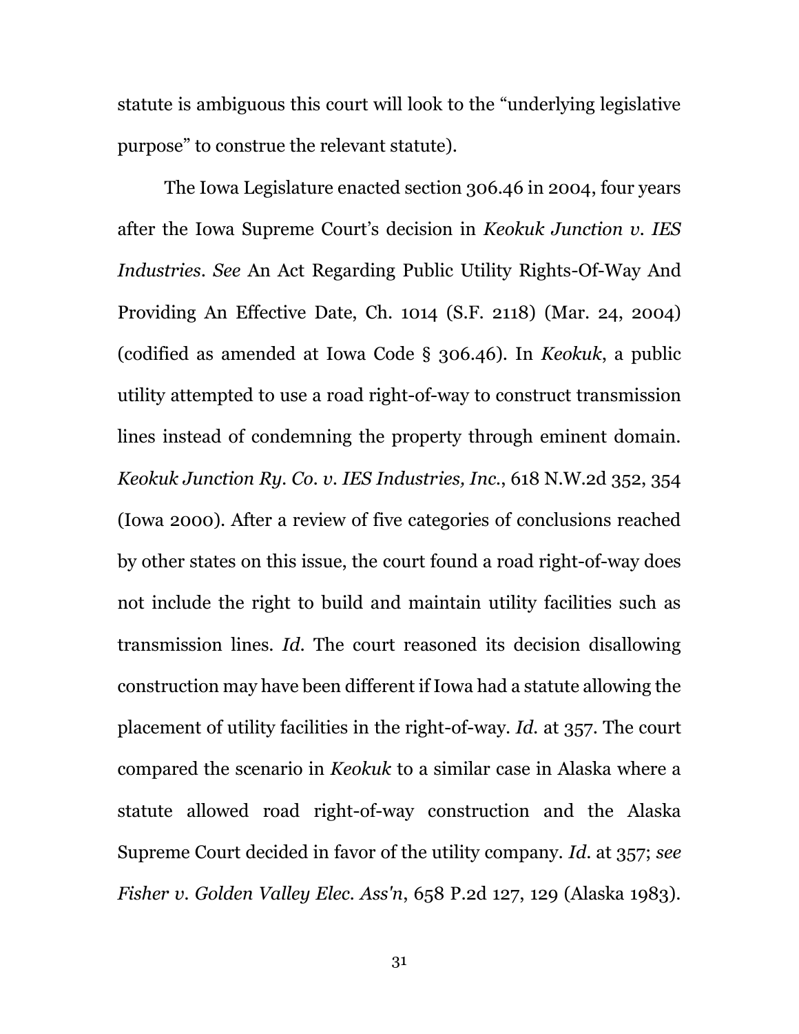statute is ambiguous this court will look to the "underlying legislative purpose" to construe the relevant statute).

The Iowa Legislature enacted section 306.46 in 2004, four years after the Iowa Supreme Court's decision in *Keokuk Junction v. IES Industries*. *See* An Act Regarding Public Utility Rights-Of-Way And Providing An Effective Date, Ch. 1014 (S.F. 2118) (Mar. 24, 2004) (codified as amended at Iowa Code § 306.46). In *Keokuk*, a public utility attempted to use a road right-of-way to construct transmission lines instead of condemning the property through eminent domain. *Keokuk Junction Ry. Co. v. IES Industries, Inc.*, 618 N.W.2d 352, 354 (Iowa 2000). After a review of five categories of conclusions reached by other states on this issue, the court found a road right-of-way does not include the right to build and maintain utility facilities such as transmission lines. *Id.* The court reasoned its decision disallowing construction may have been different if Iowa had a statute allowing the placement of utility facilities in the right-of-way. *Id.* at 357. The court compared the scenario in *Keokuk* to a similar case in Alaska where a statute allowed road right-of-way construction and the Alaska Supreme Court decided in favor of the utility company. *Id.* at 357; *see Fisher v. Golden Valley Elec. Ass'n*, 658 P.2d 127, 129 (Alaska 1983).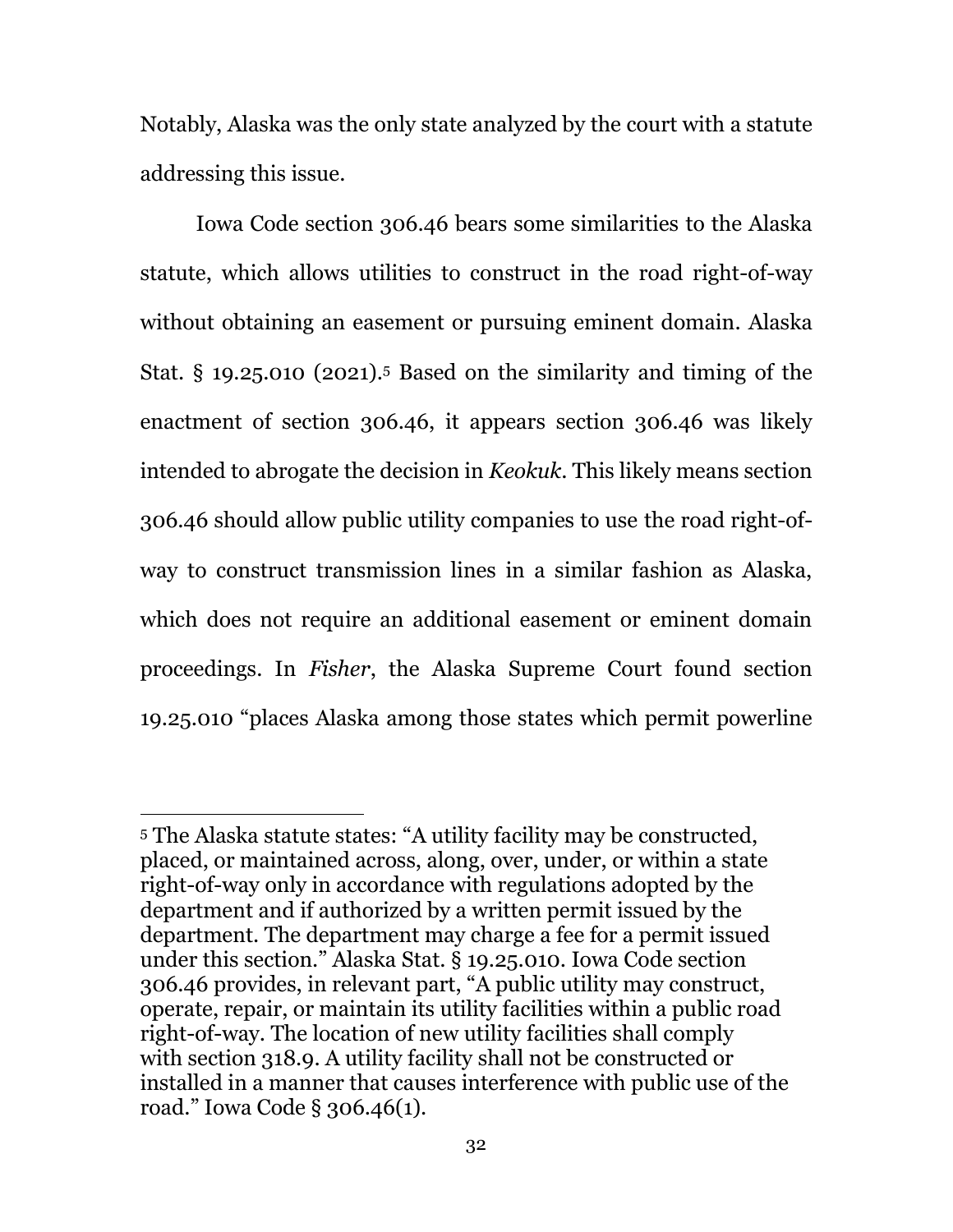Notably, Alaska was the only state analyzed by the court with a statute addressing this issue.

Iowa Code section 306.46 bears some similarities to the Alaska statute, which allows utilities to construct in the road right-of-way without obtaining an easement or pursuing eminent domain. Alaska Stat. § 19.25.010 (2021).[5] Based on the similarity and timing of the enactment of section 306.46, it appears section 306.46 was likely intended to abrogate the decision in *Keokuk*. This likely means section 306.46 should allow public utility companies to use the road right-of-way to construct transmission lines in a similar fashion as Alaska, which does not require an additional easement or eminent domain proceedings. In *Fisher*, the Alaska Supreme Court found section 19.25.010 "places Alaska among those states which permit powerline

---

[5] The Alaska statute states: "A utility facility may be constructed, placed, or maintained across, along, over, under, or within a state right-of-way only in accordance with regulations adopted by the department and if authorized by a written permit issued by the department. The department may charge a fee for a permit issued under this section." Alaska Stat. § 19.25.010. Iowa Code section 306.46 provides, in relevant part, "A public utility may construct, operate, repair, or maintain its utility facilities within a public road right-of-way. The location of new utility facilities shall comply with section 318.9. A utility facility shall not be constructed or installed in a manner that causes interference with public use of the road." Iowa Code § 306.46(1).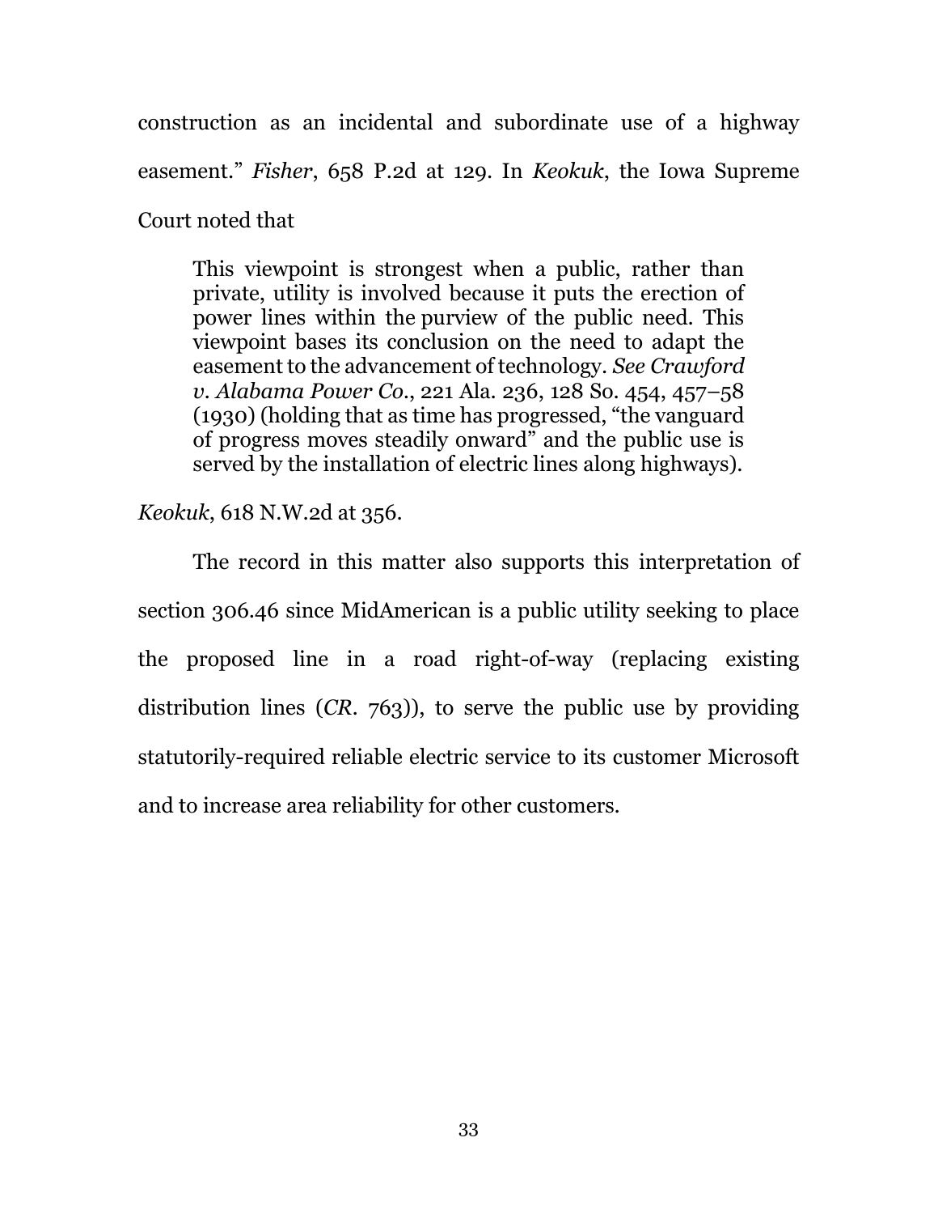construction as an incidental and subordinate use of a highway easement." *Fisher*, 658 P.2d at 129. In *Keokuk*, the Iowa Supreme Court noted that

> This viewpoint is strongest when a public, rather than private, utility is involved because it puts the erection of power lines within the purview of the public need. This viewpoint bases its conclusion on the need to adapt the easement to the advancement of technology. *See Crawford v. Alabama Power Co.*, 221 Ala. 236, 128 So. 454, 457–58 (1930) (holding that as time has progressed, "the vanguard of progress moves steadily onward" and the public use is served by the installation of electric lines along highways).

*Keokuk*, 618 N.W.2d at 356.

The record in this matter also supports this interpretation of section 306.46 since MidAmerican is a public utility seeking to place the proposed line in a road right-of-way (replacing existing distribution lines (*CR*. 763)), to serve the public use by providing statutorily-required reliable electric service to its customer Microsoft and to increase area reliability for other customers.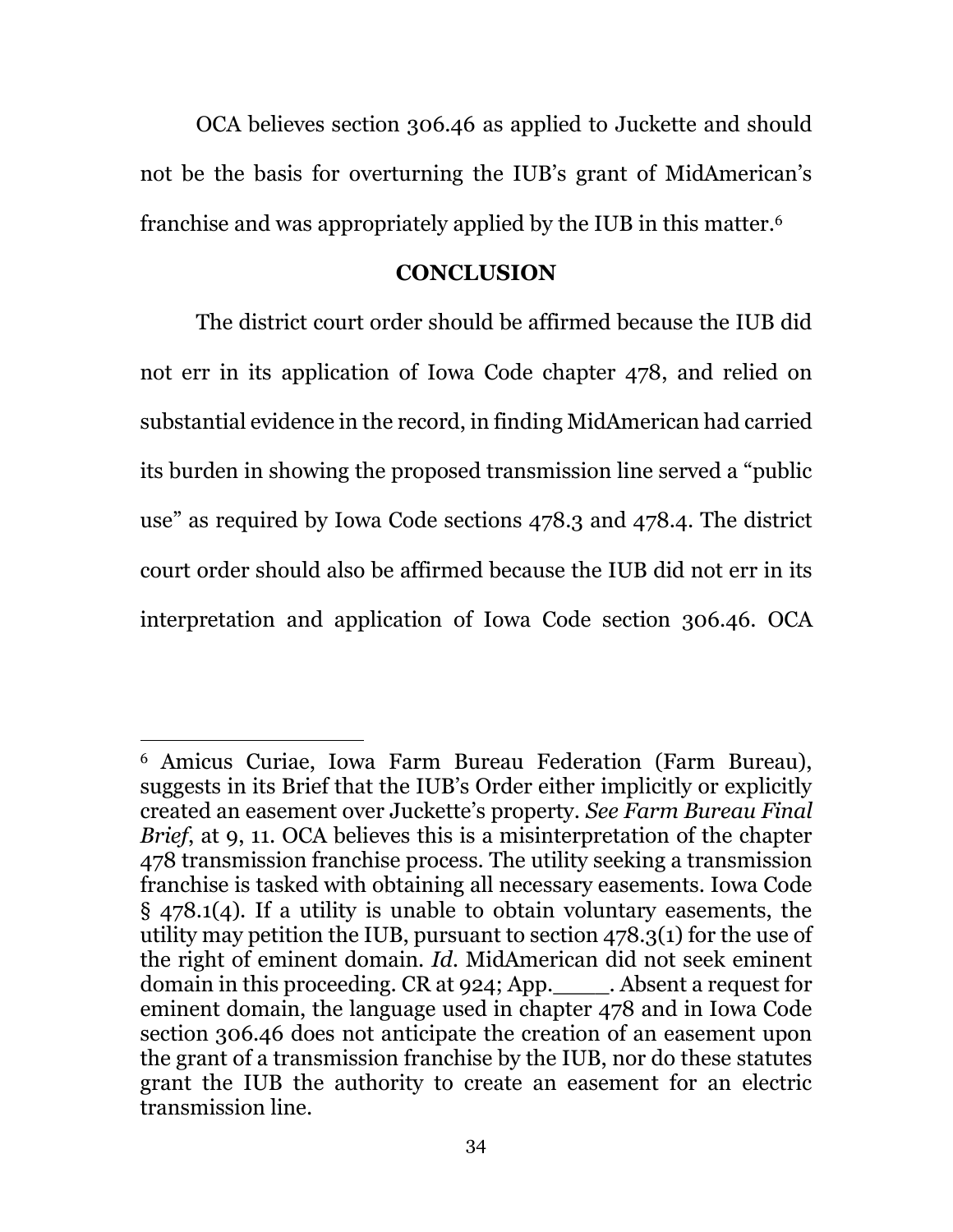OCA believes section 306.46 as applied to Juckette and should not be the basis for overturning the IUB's grant of MidAmerican's franchise and was appropriately applied by the IUB in this matter.[6]

## CONCLUSION

The district court order should be affirmed because the IUB did not err in its application of Iowa Code chapter 478, and relied on substantial evidence in the record, in finding MidAmerican had carried its burden in showing the proposed transmission line served a "public use" as required by Iowa Code sections 478.3 and 478.4. The district court order should also be affirmed because the IUB did not err in its interpretation and application of Iowa Code section 306.46. OCA

---

[6] Amicus Curiae, Iowa Farm Bureau Federation (Farm Bureau), suggests in its Brief that the IUB's Order either implicitly or explicitly created an easement over Juckette's property. *See Farm Bureau Final Brief*, at 9, 11. OCA believes this is a misinterpretation of the chapter 478 transmission franchise process. The utility seeking a transmission franchise is tasked with obtaining all necessary easements. Iowa Code § 478.1(4). If a utility is unable to obtain voluntary easements, the utility may petition the IUB, pursuant to section 478.3(1) for the use of the right of eminent domain. *Id.* MidAmerican did not seek eminent domain in this proceeding. CR at 924; App.____. Absent a request for eminent domain, the language used in chapter 478 and in Iowa Code section 306.46 does not anticipate the creation of an easement upon the grant of a transmission franchise by the IUB, nor do these statutes grant the IUB the authority to create an easement for an electric transmission line.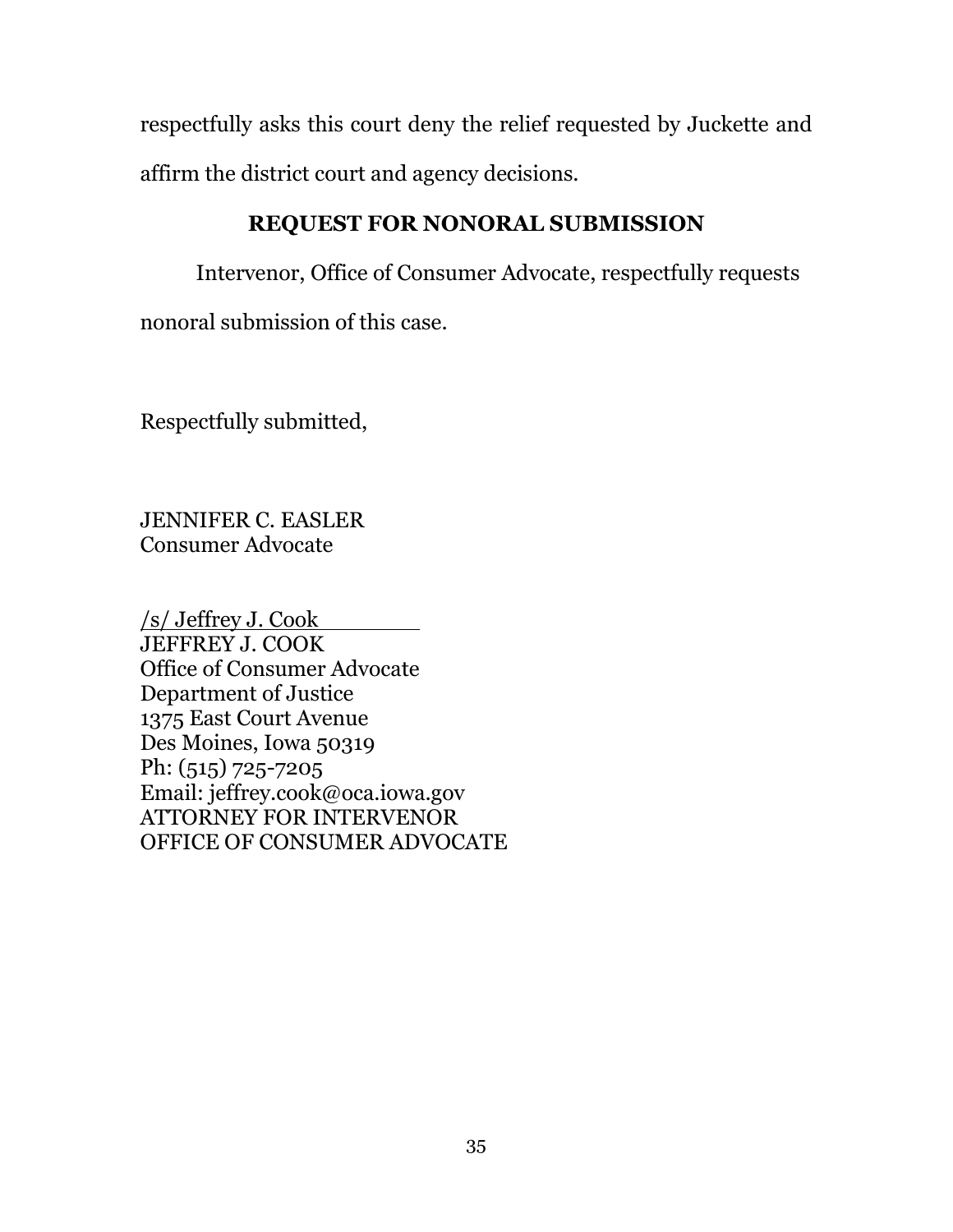respectfully asks this court deny the relief requested by Juckette and affirm the district court and agency decisions.

## REQUEST FOR NONORAL SUBMISSION

Intervenor, Office of Consumer Advocate, respectfully requests nonoral submission of this case.

Respectfully submitted,

JENNIFER C. EASLER
Consumer Advocate

/s/ Jeffrey J. Cook
JEFFREY J. COOK
Office of Consumer Advocate
Department of Justice
1375 East Court Avenue
Des Moines, Iowa 50319
Ph: (515) 725-7205
Email: jeffrey.cook@oca.iowa.gov
ATTORNEY FOR INTERVENOR
OFFICE OF CONSUMER ADVOCATE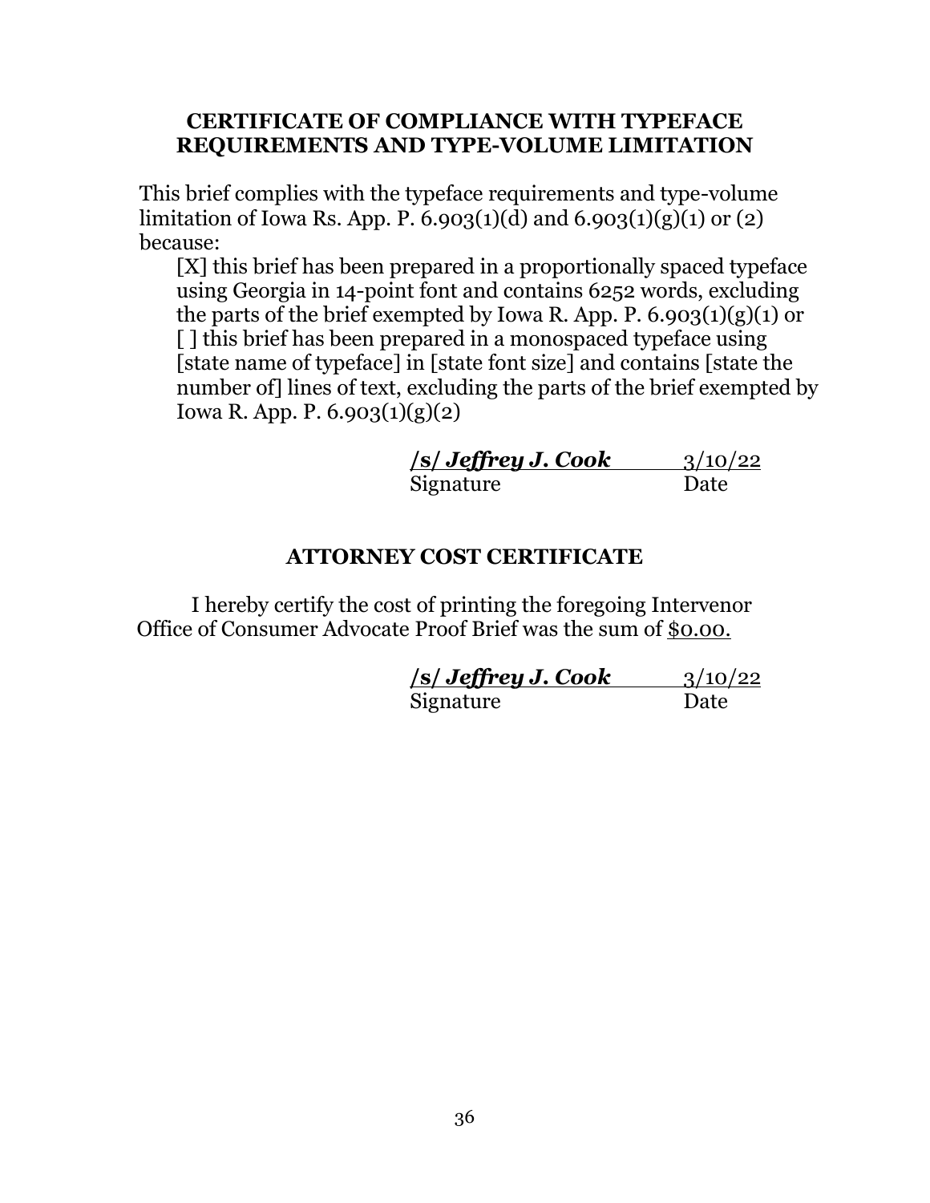## CERTIFICATE OF COMPLIANCE WITH TYPEFACE REQUIREMENTS AND TYPE-VOLUME LIMITATION

This brief complies with the typeface requirements and type-volume limitation of Iowa Rs. App. P. 6.903(1)(d) and 6.903(1)(g)(1) or (2) because:

[X] this brief has been prepared in a proportionally spaced typeface using Georgia in 14-point font and contains 6252 words, excluding the parts of the brief exempted by Iowa R. App. P. 6.903(1)(g)(1) or

[ ] this brief has been prepared in a monospaced typeface using [state name of typeface] in [state font size] and contains [state the number of] lines of text, excluding the parts of the brief exempted by Iowa R. App. P. 6.903(1)(g)(2)

***/s/ Jeffrey J. Cook*** 3/10/22
Signature Date

## ATTORNEY COST CERTIFICATE

I hereby certify the cost of printing the foregoing Intervenor Office of Consumer Advocate Proof Brief was the sum of $0.00.

***/s/ Jeffrey J. Cook*** 3/10/22
Signature Date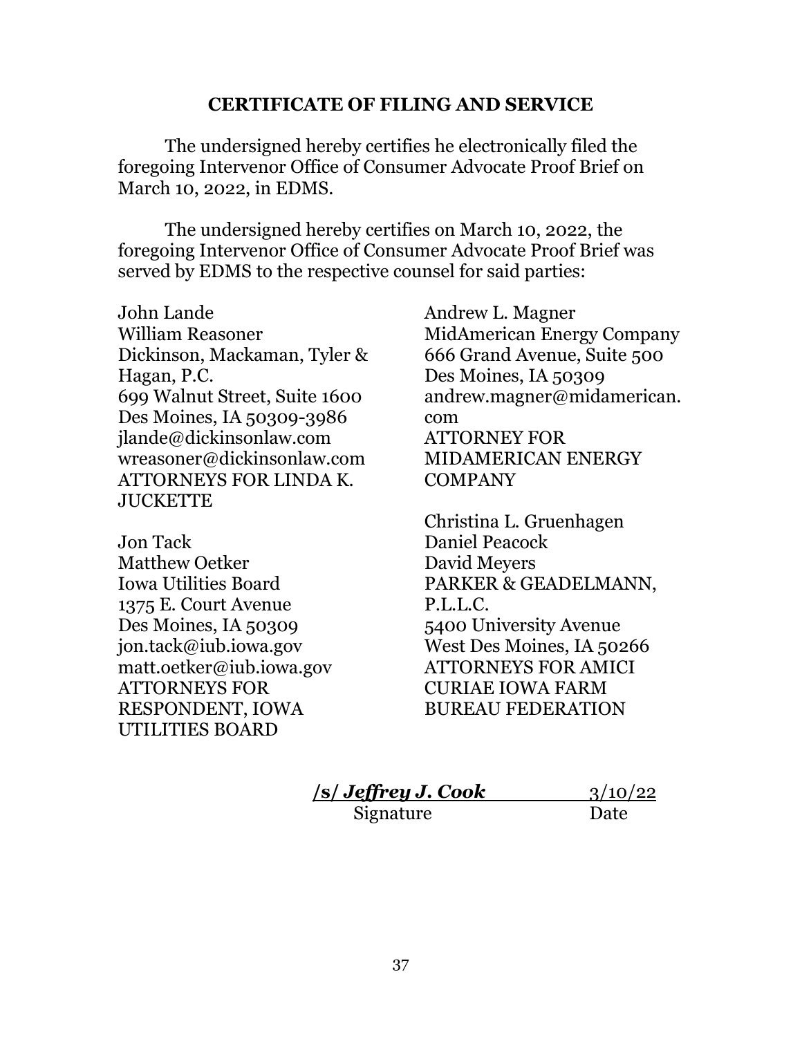## CERTIFICATE OF FILING AND SERVICE

The undersigned hereby certifies he electronically filed the foregoing Intervenor Office of Consumer Advocate Proof Brief on March 10, 2022, in EDMS.

The undersigned hereby certifies on March 10, 2022, the foregoing Intervenor Office of Consumer Advocate Proof Brief was served by EDMS to the respective counsel for said parties:

John Lande
William Reasoner
Dickinson, Mackaman, Tyler & Hagan, P.C.
699 Walnut Street, Suite 1600
Des Moines, IA 50309-3986
jlande@dickinsonlaw.com
wreasoner@dickinsonlaw.com
ATTORNEYS FOR LINDA K. JUCKETTE

Jon Tack
Matthew Oetker
Iowa Utilities Board
1375 E. Court Avenue
Des Moines, IA 50309
jon.tack@iub.iowa.gov
matt.oetker@iub.iowa.gov
ATTORNEYS FOR RESPONDENT, IOWA UTILITIES BOARD

Andrew L. Magner
MidAmerican Energy Company
666 Grand Avenue, Suite 500
Des Moines, IA 50309
andrew.magner@midamerican.com
ATTORNEY FOR MIDAMERICAN ENERGY COMPANY

Christina L. Gruenhagen
Daniel Peacock
David Meyers
PARKER & GEADELMANN, P.L.L.C.
5400 University Avenue
West Des Moines, IA 50266
ATTORNEYS FOR AMICI CURIAE IOWA FARM BUREAU FEDERATION

***/s/ Jeffrey J. Cook*** 3/10/22
Signature Date